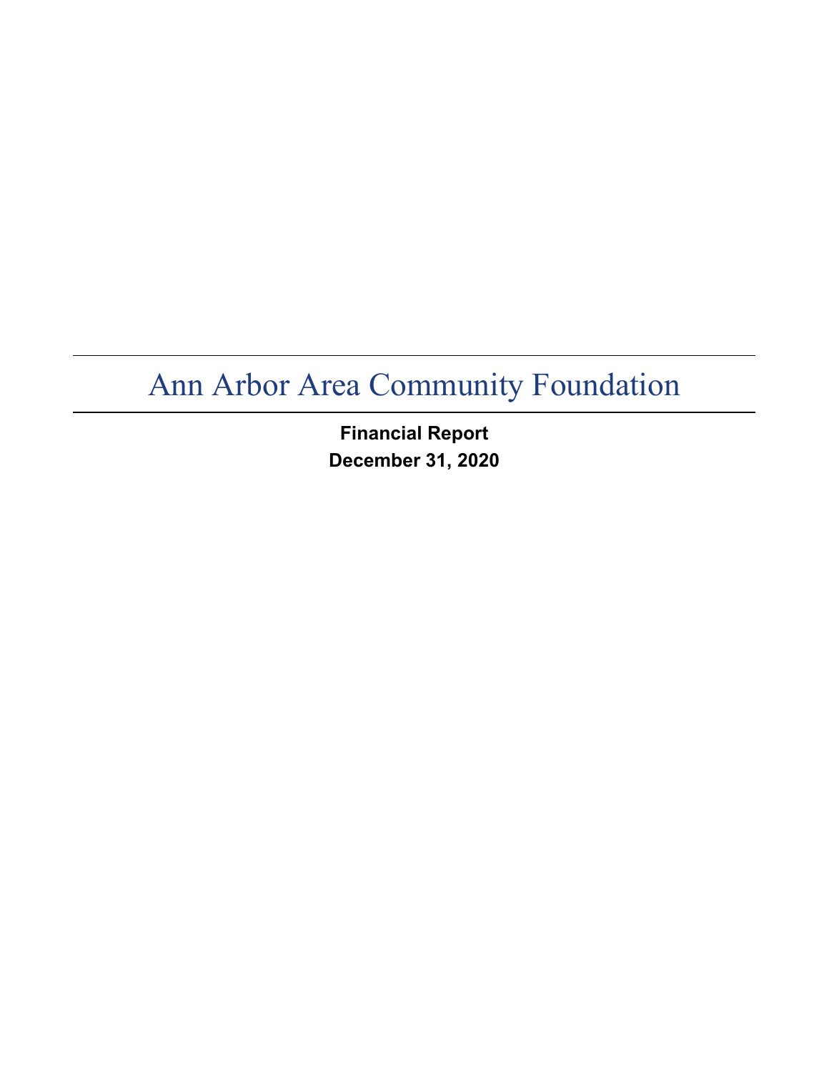# Ann Arbor Area Community Foundation

**Financial Report**
**December 31, 2020**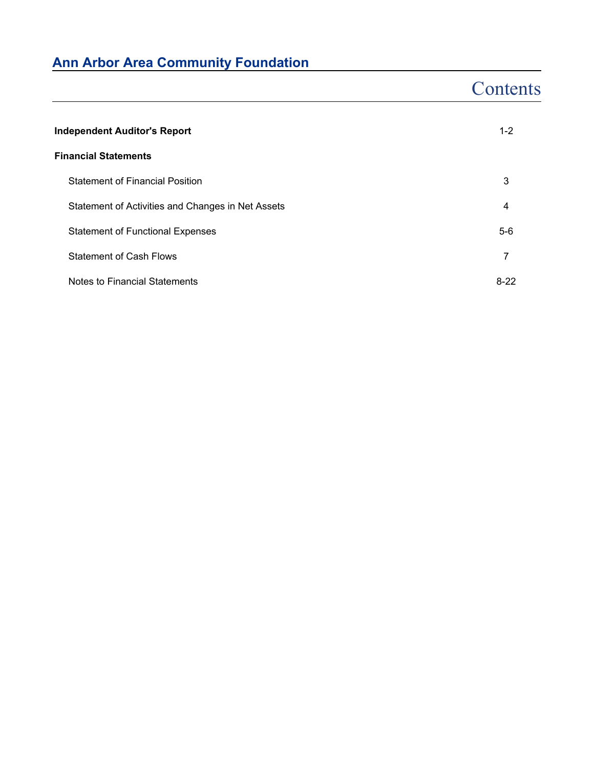# Ann Arbor Area Community Foundation

## Contents

| | |
|---|---|
| **Independent Auditor's Report** | 1-2 |
| **Financial Statements** | |
| Statement of Financial Position | 3 |
| Statement of Activities and Changes in Net Assets | 4 |
| Statement of Functional Expenses | 5-6 |
| Statement of Cash Flows | 7 |
| Notes to Financial Statements | 8-22 |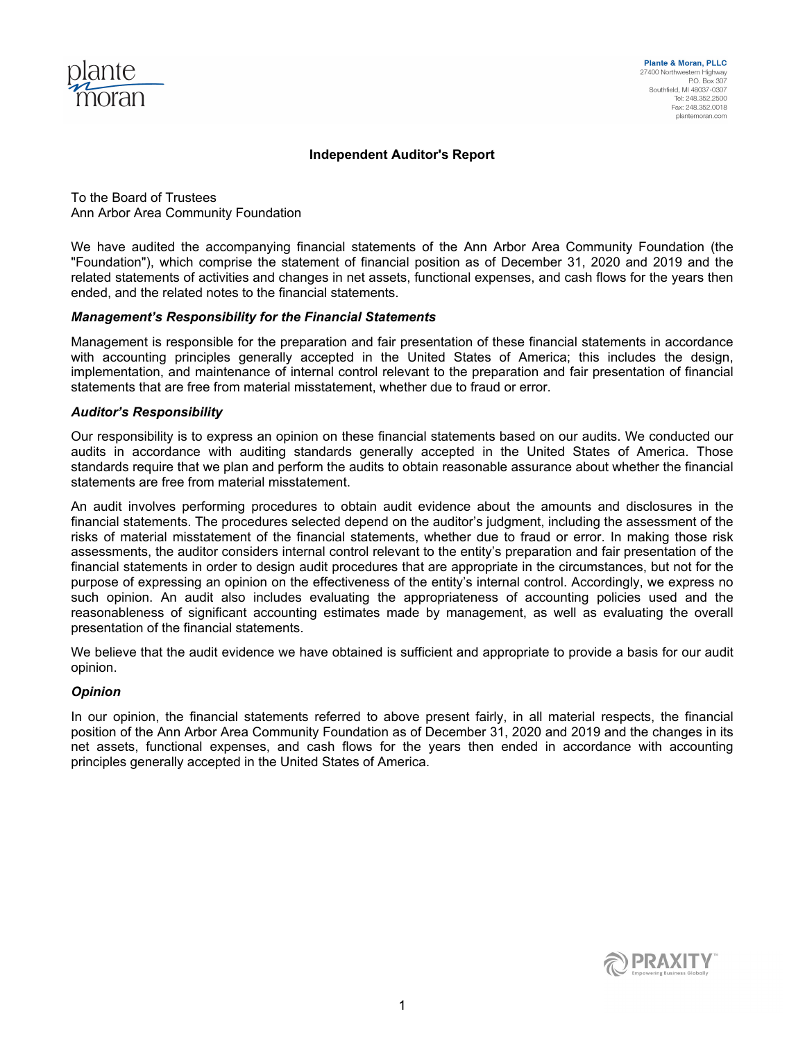Plante & Moran, PLLC
27400 Northwestern Highway
P.O. Box 307
Southfield, MI 48037-0307
Tel: 248.352.2500
Fax: 248.352.0018
plantemoran.com

## Independent Auditor's Report

To the Board of Trustees
Ann Arbor Area Community Foundation

We have audited the accompanying financial statements of the Ann Arbor Area Community Foundation (the "Foundation"), which comprise the statement of financial position as of December 31, 2020 and 2019 and the related statements of activities and changes in net assets, functional expenses, and cash flows for the years then ended, and the related notes to the financial statements.

### *Management's Responsibility for the Financial Statements*

Management is responsible for the preparation and fair presentation of these financial statements in accordance with accounting principles generally accepted in the United States of America; this includes the design, implementation, and maintenance of internal control relevant to the preparation and fair presentation of financial statements that are free from material misstatement, whether due to fraud or error.

### *Auditor's Responsibility*

Our responsibility is to express an opinion on these financial statements based on our audits. We conducted our audits in accordance with auditing standards generally accepted in the United States of America. Those standards require that we plan and perform the audits to obtain reasonable assurance about whether the financial statements are free from material misstatement.

An audit involves performing procedures to obtain audit evidence about the amounts and disclosures in the financial statements. The procedures selected depend on the auditor's judgment, including the assessment of the risks of material misstatement of the financial statements, whether due to fraud or error. In making those risk assessments, the auditor considers internal control relevant to the entity's preparation and fair presentation of the financial statements in order to design audit procedures that are appropriate in the circumstances, but not for the purpose of expressing an opinion on the effectiveness of the entity's internal control. Accordingly, we express no such opinion. An audit also includes evaluating the appropriateness of accounting policies used and the reasonableness of significant accounting estimates made by management, as well as evaluating the overall presentation of the financial statements.

We believe that the audit evidence we have obtained is sufficient and appropriate to provide a basis for our audit opinion.

### *Opinion*

In our opinion, the financial statements referred to above present fairly, in all material respects, the financial position of the Ann Arbor Area Community Foundation as of December 31, 2020 and 2019 and the changes in its net assets, functional expenses, and cash flows for the years then ended in accordance with accounting principles generally accepted in the United States of America.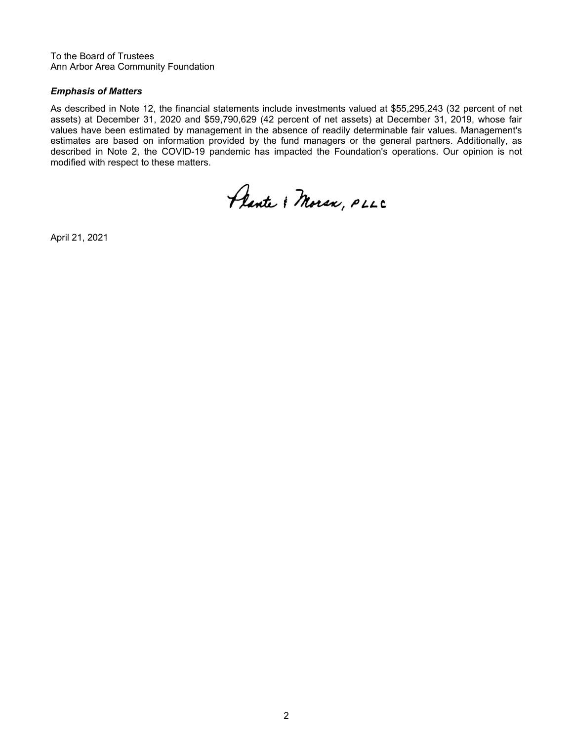To the Board of Trustees
Ann Arbor Area Community Foundation

***Emphasis of Matters***

As described in Note 12, the financial statements include investments valued at $55,295,243 (32 percent of net assets) at December 31, 2020 and $59,790,629 (42 percent of net assets) at December 31, 2019, whose fair values have been estimated by management in the absence of readily determinable fair values. Management's estimates are based on information provided by the fund managers or the general partners. Additionally, as described in Note 2, the COVID-19 pandemic has impacted the Foundation's operations. Our opinion is not modified with respect to these matters.

Plante & Moran, PLLC

April 21, 2021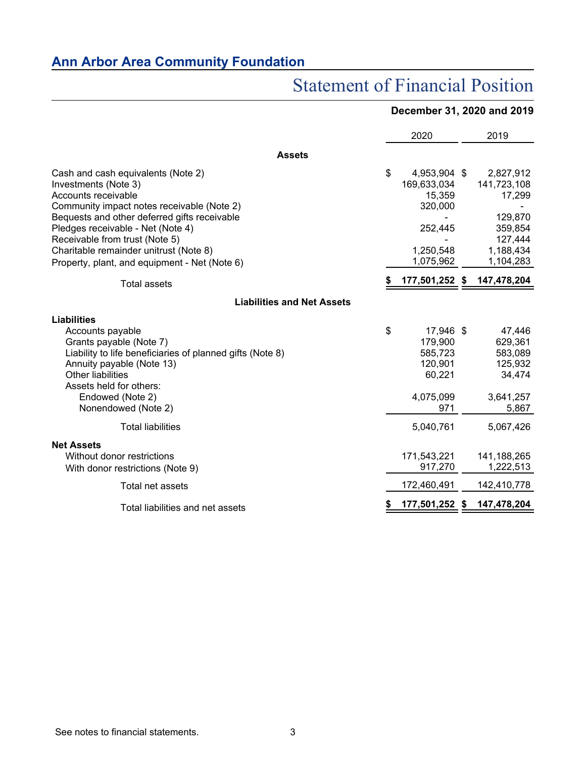# Ann Arbor Area Community Foundation

## Statement of Financial Position

**December 31, 2020 and 2019**

| | 2020 | 2019 |
|---|---|---|
| **Assets** | | |
| Cash and cash equivalents (Note 2) | $ 4,953,904 | $ 2,827,912 |
| Investments (Note 3) | 169,633,034 | 141,723,108 |
| Accounts receivable | 15,359 | 17,299 |
| Community impact notes receivable (Note 2) | 320,000 | - |
| Bequests and other deferred gifts receivable | - | 129,870 |
| Pledges receivable - Net (Note 4) | 252,445 | 359,854 |
| Receivable from trust (Note 5) | - | 127,444 |
| Charitable remainder unitrust (Note 8) | 1,250,548 | 1,188,434 |
| Property, plant, and equipment - Net (Note 6) | 1,075,962 | 1,104,283 |
| Total assets | **$ 177,501,252** | **$ 147,478,204** |
| **Liabilities and Net Assets** | | |
| **Liabilities** | | |
| Accounts payable | $ 17,946 | $ 47,446 |
| Grants payable (Note 7) | 179,900 | 629,361 |
| Liability to life beneficiaries of planned gifts (Note 8) | 585,723 | 583,089 |
| Annuity payable (Note 13) | 120,901 | 125,932 |
| Other liabilities | 60,221 | 34,474 |
| Assets held for others: | | |
| Endowed (Note 2) | 4,075,099 | 3,641,257 |
| Nonendowed (Note 2) | 971 | 5,867 |
| Total liabilities | 5,040,761 | 5,067,426 |
| **Net Assets** | | |
| Without donor restrictions | 171,543,221 | 141,188,265 |
| With donor restrictions (Note 9) | 917,270 | 1,222,513 |
| Total net assets | 172,460,491 | 142,410,778 |
| Total liabilities and net assets | **$ 177,501,252** | **$ 147,478,204** |

See notes to financial statements.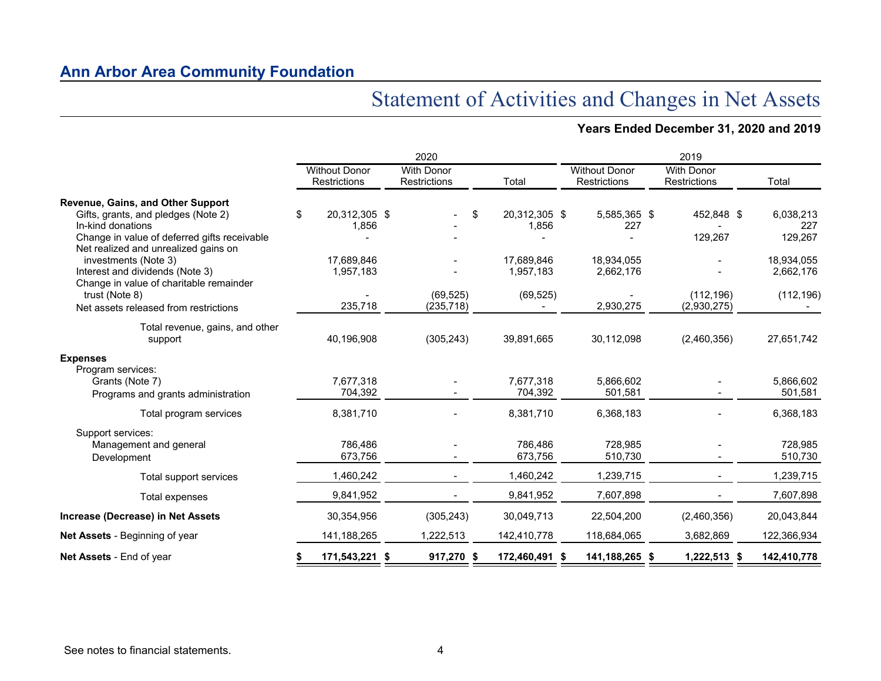## Ann Arbor Area Community Foundation

# Statement of Activities and Changes in Net Assets

**Years Ended December 31, 2020 and 2019**

| | 2020 | | | 2019 | | |
|---|---|---|---|---|---|---|
| | Without Donor Restrictions | With Donor Restrictions | Total | Without Donor Restrictions | With Donor Restrictions | Total |
| **Revenue, Gains, and Other Support** | | | | | | |
| Gifts, grants, and pledges (Note 2) | $ 20,312,305 | $ - | $ 20,312,305 | $ 5,585,365 | $ 452,848 | $ 6,038,213 |
| In-kind donations | 1,856 | - | 1,856 | 227 | - | 227 |
| Change in value of deferred gifts receivable | - | - | - | - | 129,267 | 129,267 |
| Net realized and unrealized gains on investments (Note 3) | 17,689,846 | - | 17,689,846 | 18,934,055 | - | 18,934,055 |
| Interest and dividends (Note 3) | 1,957,183 | - | 1,957,183 | 2,662,176 | - | 2,662,176 |
| Change in value of charitable remainder trust (Note 8) | - | (69,525) | (69,525) | - | (112,196) | (112,196) |
| Net assets released from restrictions | 235,718 | (235,718) | - | 2,930,275 | (2,930,275) | - |
| Total revenue, gains, and other support | 40,196,908 | (305,243) | 39,891,665 | 30,112,098 | (2,460,356) | 27,651,742 |
| **Expenses** | | | | | | |
| Program services: | | | | | | |
| Grants (Note 7) | 7,677,318 | - | 7,677,318 | 5,866,602 | - | 5,866,602 |
| Programs and grants administration | 704,392 | - | 704,392 | 501,581 | - | 501,581 |
| Total program services | 8,381,710 | - | 8,381,710 | 6,368,183 | - | 6,368,183 |
| Support services: | | | | | | |
| Management and general | 786,486 | - | 786,486 | 728,985 | - | 728,985 |
| Development | 673,756 | - | 673,756 | 510,730 | - | 510,730 |
| Total support services | 1,460,242 | - | 1,460,242 | 1,239,715 | - | 1,239,715 |
| Total expenses | 9,841,952 | - | 9,841,952 | 7,607,898 | - | 7,607,898 |
| **Increase (Decrease) in Net Assets** | 30,354,956 | (305,243) | 30,049,713 | 22,504,200 | (2,460,356) | 20,043,844 |
| **Net Assets** - Beginning of year | 141,188,265 | 1,222,513 | 142,410,778 | 118,684,065 | 3,682,869 | 122,366,934 |
| **Net Assets** - End of year | **$ 171,543,221** | **$ 917,270** | **$ 172,460,491** | **$ 141,188,265** | **$ 1,222,513** | **$ 142,410,778** |

See notes to financial statements.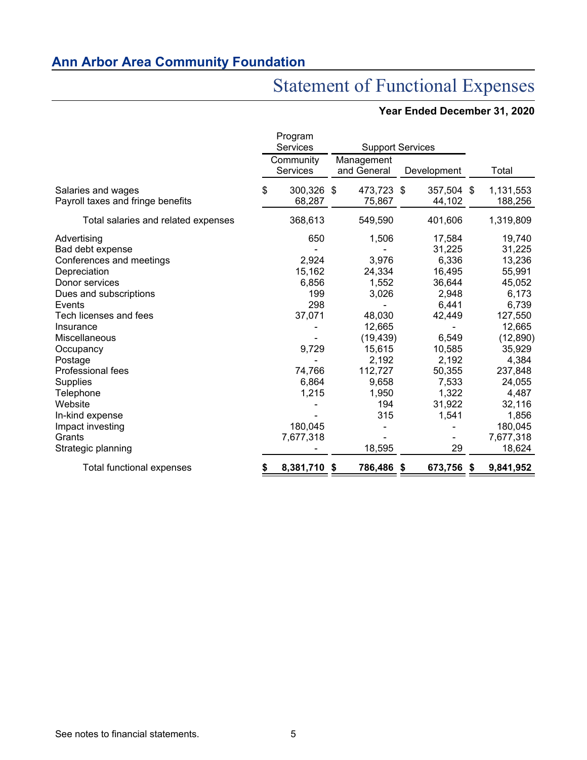## Ann Arbor Area Community Foundation

# Statement of Functional Expenses

**Year Ended December 31, 2020**

| | Program Services | Support Services | | |
|---|---|---|---|---|
| | Community Services | Management and General | Development | Total |
| Salaries and wages | $ 300,326 | $ 473,723 | $ 357,504 | $ 1,131,553 |
| Payroll taxes and fringe benefits | 68,287 | 75,867 | 44,102 | 188,256 |
| Total salaries and related expenses | 368,613 | 549,590 | 401,606 | 1,319,809 |
| Advertising | 650 | 1,506 | 17,584 | 19,740 |
| Bad debt expense | - | - | 31,225 | 31,225 |
| Conferences and meetings | 2,924 | 3,976 | 6,336 | 13,236 |
| Depreciation | 15,162 | 24,334 | 16,495 | 55,991 |
| Donor services | 6,856 | 1,552 | 36,644 | 45,052 |
| Dues and subscriptions | 199 | 3,026 | 2,948 | 6,173 |
| Events | 298 | - | 6,441 | 6,739 |
| Tech licenses and fees | 37,071 | 48,030 | 42,449 | 127,550 |
| Insurance | - | 12,665 | - | 12,665 |
| Miscellaneous | - | (19,439) | 6,549 | (12,890) |
| Occupancy | 9,729 | 15,615 | 10,585 | 35,929 |
| Postage | - | 2,192 | 2,192 | 4,384 |
| Professional fees | 74,766 | 112,727 | 50,355 | 237,848 |
| Supplies | 6,864 | 9,658 | 7,533 | 24,055 |
| Telephone | 1,215 | 1,950 | 1,322 | 4,487 |
| Website | - | 194 | 31,922 | 32,116 |
| In-kind expense | - | 315 | 1,541 | 1,856 |
| Impact investing | 180,045 | - | - | 180,045 |
| Grants | 7,677,318 | - | - | 7,677,318 |
| Strategic planning | - | 18,595 | 29 | 18,624 |
| Total functional expenses | **$ 8,381,710** | **$ 786,486** | **$ 673,756** | **$ 9,841,952** |

See notes to financial statements.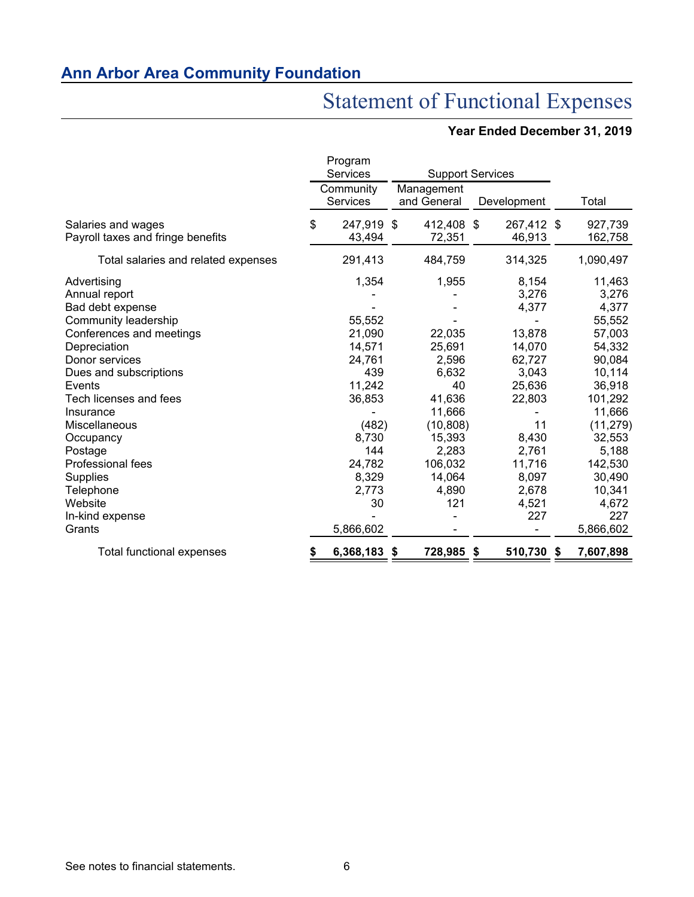## Ann Arbor Area Community Foundation

# Statement of Functional Expenses

**Year Ended December 31, 2019**

| | Program Services | Support Services | | |
|---|---|---|---|---|
| | Community Services | Management and General | Development | Total |
| Salaries and wages | $ 247,919 | $ 412,408 | $ 267,412 | $ 927,739 |
| Payroll taxes and fringe benefits | 43,494 | 72,351 | 46,913 | 162,758 |
| Total salaries and related expenses | 291,413 | 484,759 | 314,325 | 1,090,497 |
| Advertising | 1,354 | 1,955 | 8,154 | 11,463 |
| Annual report | - | - | 3,276 | 3,276 |
| Bad debt expense | - | - | 4,377 | 4,377 |
| Community leadership | 55,552 | - | - | 55,552 |
| Conferences and meetings | 21,090 | 22,035 | 13,878 | 57,003 |
| Depreciation | 14,571 | 25,691 | 14,070 | 54,332 |
| Donor services | 24,761 | 2,596 | 62,727 | 90,084 |
| Dues and subscriptions | 439 | 6,632 | 3,043 | 10,114 |
| Events | 11,242 | 40 | 25,636 | 36,918 |
| Tech licenses and fees | 36,853 | 41,636 | 22,803 | 101,292 |
| Insurance | - | 11,666 | - | 11,666 |
| Miscellaneous | (482) | (10,808) | 11 | (11,279) |
| Occupancy | 8,730 | 15,393 | 8,430 | 32,553 |
| Postage | 144 | 2,283 | 2,761 | 5,188 |
| Professional fees | 24,782 | 106,032 | 11,716 | 142,530 |
| Supplies | 8,329 | 14,064 | 8,097 | 30,490 |
| Telephone | 2,773 | 4,890 | 2,678 | 10,341 |
| Website | 30 | 121 | 4,521 | 4,672 |
| In-kind expense | - | - | 227 | 227 |
| Grants | 5,866,602 | - | - | 5,866,602 |
| **Total functional expenses** | **$ 6,368,183** | **$ 728,985** | **$ 510,730** | **$ 7,607,898** |

See notes to financial statements.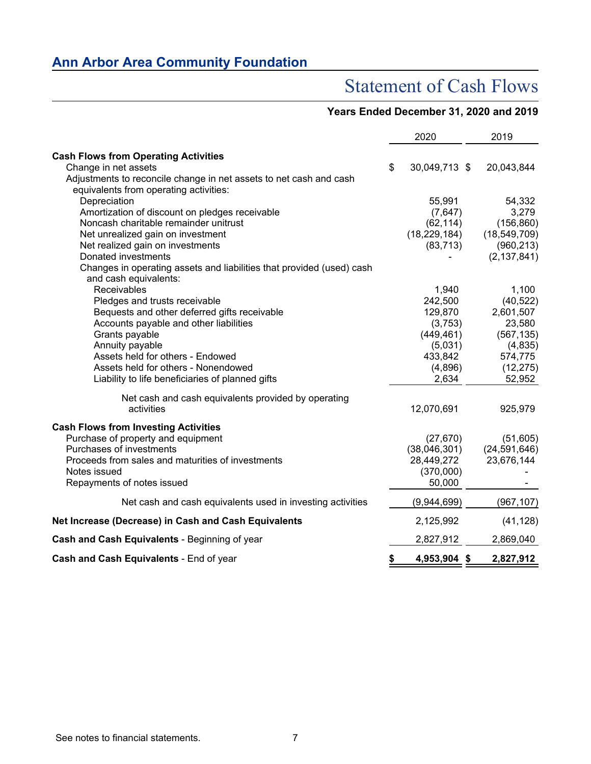## Ann Arbor Area Community Foundation

# Statement of Cash Flows

### Years Ended December 31, 2020 and 2019

| | 2020 | 2019 |
|---|---|---|
| **Cash Flows from Operating Activities** | | |
| Change in net assets | $ 30,049,713 | $ 20,043,844 |
| Adjustments to reconcile change in net assets to net cash and cash equivalents from operating activities: | | |
| Depreciation | 55,991 | 54,332 |
| Amortization of discount on pledges receivable | (7,647) | 3,279 |
| Noncash charitable remainder unitrust | (62,114) | (156,860) |
| Net unrealized gain on investment | (18,229,184) | (18,549,709) |
| Net realized gain on investments | (83,713) | (960,213) |
| Donated investments | - | (2,137,841) |
| Changes in operating assets and liabilities that provided (used) cash and cash equivalents: | | |
| Receivables | 1,940 | 1,100 |
| Pledges and trusts receivable | 242,500 | (40,522) |
| Bequests and other deferred gifts receivable | 129,870 | 2,601,507 |
| Accounts payable and other liabilities | (3,753) | 23,580 |
| Grants payable | (449,461) | (567,135) |
| Annuity payable | (5,031) | (4,835) |
| Assets held for others - Endowed | 433,842 | 574,775 |
| Assets held for others - Nonendowed | (4,896) | (12,275) |
| Liability to life beneficiaries of planned gifts | 2,634 | 52,952 |
| Net cash and cash equivalents provided by operating activities | 12,070,691 | 925,979 |
| **Cash Flows from Investing Activities** | | |
| Purchase of property and equipment | (27,670) | (51,605) |
| Purchases of investments | (38,046,301) | (24,591,646) |
| Proceeds from sales and maturities of investments | 28,449,272 | 23,676,144 |
| Notes issued | (370,000) | - |
| Repayments of notes issued | 50,000 | - |
| Net cash and cash equivalents used in investing activities | (9,944,699) | (967,107) |
| **Net Increase (Decrease) in Cash and Cash Equivalents** | 2,125,992 | (41,128) |
| **Cash and Cash Equivalents** - Beginning of year | 2,827,912 | 2,869,040 |
| **Cash and Cash Equivalents** - End of year | **$ 4,953,904** | **$ 2,827,912** |

See notes to financial statements.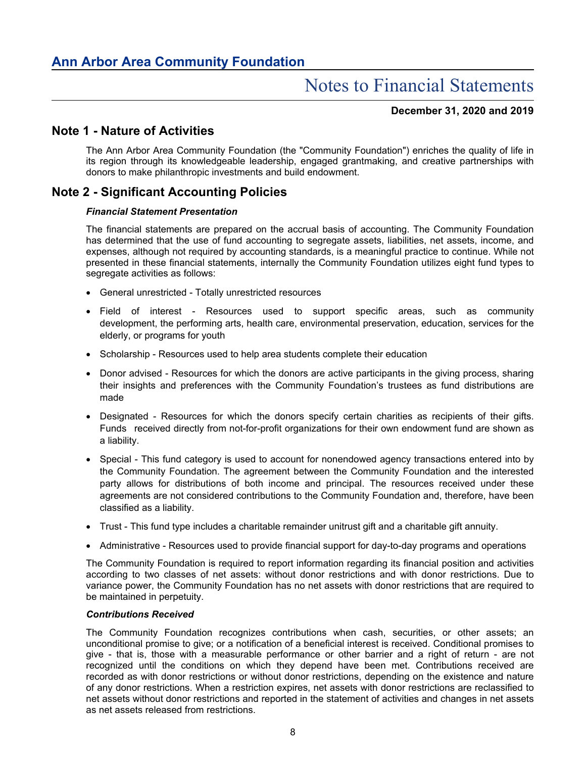## Ann Arbor Area Community Foundation

# Notes to Financial Statements

**December 31, 2020 and 2019**

## Note 1 - Nature of Activities

The Ann Arbor Area Community Foundation (the "Community Foundation") enriches the quality of life in its region through its knowledgeable leadership, engaged grantmaking, and creative partnerships with donors to make philanthropic investments and build endowment.

## Note 2 - Significant Accounting Policies

***Financial Statement Presentation***

The financial statements are prepared on the accrual basis of accounting. The Community Foundation has determined that the use of fund accounting to segregate assets, liabilities, net assets, income, and expenses, although not required by accounting standards, is a meaningful practice to continue. While not presented in these financial statements, internally the Community Foundation utilizes eight fund types to segregate activities as follows:

- General unrestricted - Totally unrestricted resources
- Field of interest - Resources used to support specific areas, such as community development, the performing arts, health care, environmental preservation, education, services for the elderly, or programs for youth
- Scholarship - Resources used to help area students complete their education
- Donor advised - Resources for which the donors are active participants in the giving process, sharing their insights and preferences with the Community Foundation's trustees as fund distributions are made
- Designated - Resources for which the donors specify certain charities as recipients of their gifts. Funds received directly from not-for-profit organizations for their own endowment fund are shown as a liability.
- Special - This fund category is used to account for nonendowed agency transactions entered into by the Community Foundation. The agreement between the Community Foundation and the interested party allows for distributions of both income and principal. The resources received under these agreements are not considered contributions to the Community Foundation and, therefore, have been classified as a liability.
- Trust - This fund type includes a charitable remainder unitrust gift and a charitable gift annuity.
- Administrative - Resources used to provide financial support for day-to-day programs and operations

The Community Foundation is required to report information regarding its financial position and activities according to two classes of net assets: without donor restrictions and with donor restrictions. Due to variance power, the Community Foundation has no net assets with donor restrictions that are required to be maintained in perpetuity.

***Contributions Received***

The Community Foundation recognizes contributions when cash, securities, or other assets; an unconditional promise to give; or a notification of a beneficial interest is received. Conditional promises to give - that is, those with a measurable performance or other barrier and a right of return - are not recognized until the conditions on which they depend have been met. Contributions received are recorded as with donor restrictions or without donor restrictions, depending on the existence and nature of any donor restrictions. When a restriction expires, net assets with donor restrictions are reclassified to net assets without donor restrictions and reported in the statement of activities and changes in net assets as net assets released from restrictions.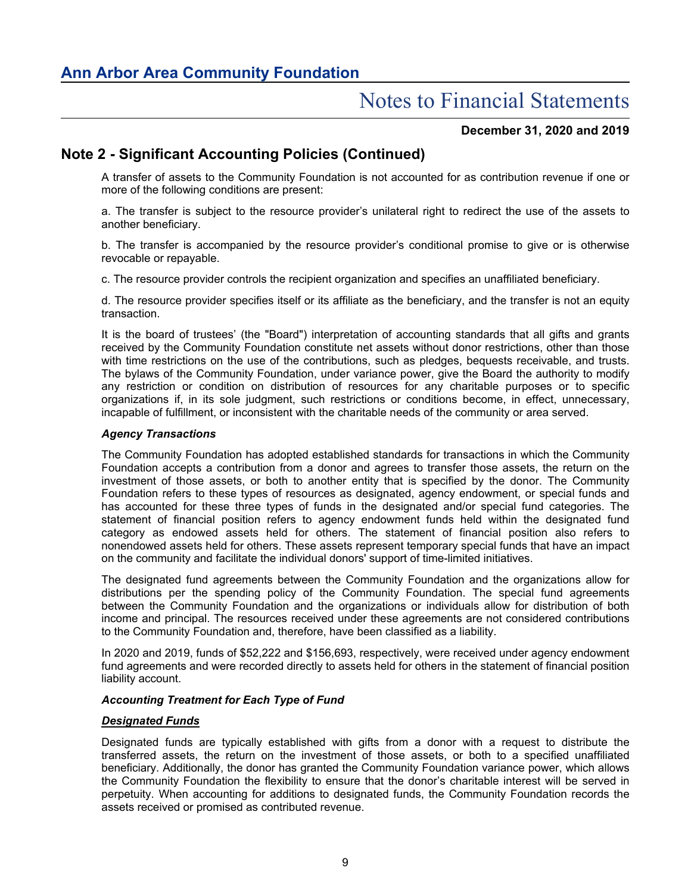## Note 2 - Significant Accounting Policies (Continued)

A transfer of assets to the Community Foundation is not accounted for as contribution revenue if one or more of the following conditions are present:

a. The transfer is subject to the resource provider's unilateral right to redirect the use of the assets to another beneficiary.

b. The transfer is accompanied by the resource provider's conditional promise to give or is otherwise revocable or repayable.

c. The resource provider controls the recipient organization and specifies an unaffiliated beneficiary.

d. The resource provider specifies itself or its affiliate as the beneficiary, and the transfer is not an equity transaction.

It is the board of trustees' (the "Board") interpretation of accounting standards that all gifts and grants received by the Community Foundation constitute net assets without donor restrictions, other than those with time restrictions on the use of the contributions, such as pledges, bequests receivable, and trusts. The bylaws of the Community Foundation, under variance power, give the Board the authority to modify any restriction or condition on distribution of resources for any charitable purposes or to specific organizations if, in its sole judgment, such restrictions or conditions become, in effect, unnecessary, incapable of fulfillment, or inconsistent with the charitable needs of the community or area served.

***Agency Transactions***

The Community Foundation has adopted established standards for transactions in which the Community Foundation accepts a contribution from a donor and agrees to transfer those assets, the return on the investment of those assets, or both to another entity that is specified by the donor. The Community Foundation refers to these types of resources as designated, agency endowment, or special funds and has accounted for these three types of funds in the designated and/or special fund categories. The statement of financial position refers to agency endowment funds held within the designated fund category as endowed assets held for others. The statement of financial position also refers to nonendowed assets held for others. These assets represent temporary special funds that have an impact on the community and facilitate the individual donors' support of time-limited initiatives.

The designated fund agreements between the Community Foundation and the organizations allow for distributions per the spending policy of the Community Foundation. The special fund agreements between the Community Foundation and the organizations or individuals allow for distribution of both income and principal. The resources received under these agreements are not considered contributions to the Community Foundation and, therefore, have been classified as a liability.

In 2020 and 2019, funds of $52,222 and $156,693, respectively, were received under agency endowment fund agreements and were recorded directly to assets held for others in the statement of financial position liability account.

***Accounting Treatment for Each Type of Fund***

***<u>Designated Funds</u>***

Designated funds are typically established with gifts from a donor with a request to distribute the transferred assets, the return on the investment of those assets, or both to a specified unaffiliated beneficiary. Additionally, the donor has granted the Community Foundation variance power, which allows the Community Foundation the flexibility to ensure that the donor's charitable interest will be served in perpetuity. When accounting for additions to designated funds, the Community Foundation records the assets received or promised as contributed revenue.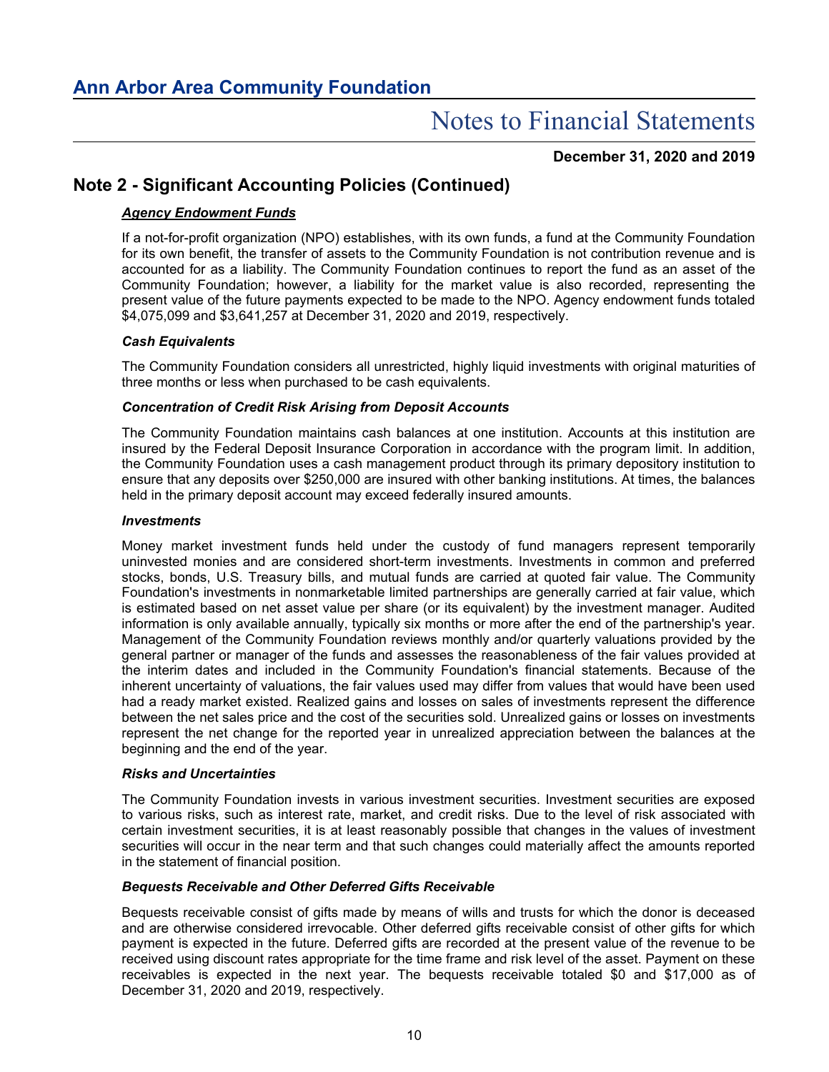## Note 2 - Significant Accounting Policies (Continued)

***Agency Endowment Funds***

If a not-for-profit organization (NPO) establishes, with its own funds, a fund at the Community Foundation for its own benefit, the transfer of assets to the Community Foundation is not contribution revenue and is accounted for as a liability. The Community Foundation continues to report the fund as an asset of the Community Foundation; however, a liability for the market value is also recorded, representing the present value of the future payments expected to be made to the NPO. Agency endowment funds totaled $4,075,099 and $3,641,257 at December 31, 2020 and 2019, respectively.

***Cash Equivalents***

The Community Foundation considers all unrestricted, highly liquid investments with original maturities of three months or less when purchased to be cash equivalents.

***Concentration of Credit Risk Arising from Deposit Accounts***

The Community Foundation maintains cash balances at one institution. Accounts at this institution are insured by the Federal Deposit Insurance Corporation in accordance with the program limit. In addition, the Community Foundation uses a cash management product through its primary depository institution to ensure that any deposits over $250,000 are insured with other banking institutions. At times, the balances held in the primary deposit account may exceed federally insured amounts.

***Investments***

Money market investment funds held under the custody of fund managers represent temporarily uninvested monies and are considered short-term investments. Investments in common and preferred stocks, bonds, U.S. Treasury bills, and mutual funds are carried at quoted fair value. The Community Foundation's investments in nonmarketable limited partnerships are generally carried at fair value, which is estimated based on net asset value per share (or its equivalent) by the investment manager. Audited information is only available annually, typically six months or more after the end of the partnership's year. Management of the Community Foundation reviews monthly and/or quarterly valuations provided by the general partner or manager of the funds and assesses the reasonableness of the fair values provided at the interim dates and included in the Community Foundation's financial statements. Because of the inherent uncertainty of valuations, the fair values used may differ from values that would have been used had a ready market existed. Realized gains and losses on sales of investments represent the difference between the net sales price and the cost of the securities sold. Unrealized gains or losses on investments represent the net change for the reported year in unrealized appreciation between the balances at the beginning and the end of the year.

***Risks and Uncertainties***

The Community Foundation invests in various investment securities. Investment securities are exposed to various risks, such as interest rate, market, and credit risks. Due to the level of risk associated with certain investment securities, it is at least reasonably possible that changes in the values of investment securities will occur in the near term and that such changes could materially affect the amounts reported in the statement of financial position.

***Bequests Receivable and Other Deferred Gifts Receivable***

Bequests receivable consist of gifts made by means of wills and trusts for which the donor is deceased and are otherwise considered irrevocable. Other deferred gifts receivable consist of other gifts for which payment is expected in the future. Deferred gifts are recorded at the present value of the revenue to be received using discount rates appropriate for the time frame and risk level of the asset. Payment on these receivables is expected in the next year. The bequests receivable totaled $0 and $17,000 as of December 31, 2020 and 2019, respectively.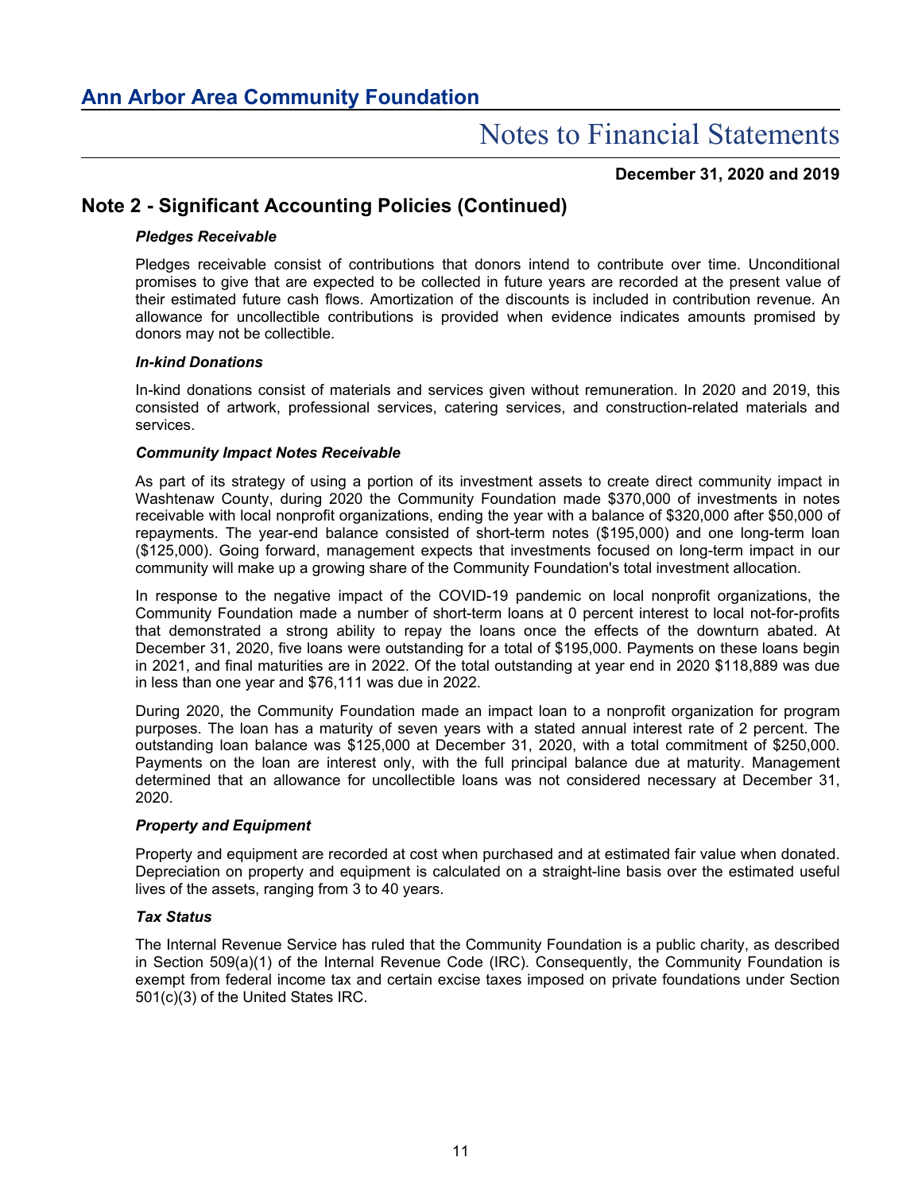## Note 2 - Significant Accounting Policies (Continued)

### *Pledges Receivable*

Pledges receivable consist of contributions that donors intend to contribute over time. Unconditional promises to give that are expected to be collected in future years are recorded at the present value of their estimated future cash flows. Amortization of the discounts is included in contribution revenue. An allowance for uncollectible contributions is provided when evidence indicates amounts promised by donors may not be collectible.

### *In-kind Donations*

In-kind donations consist of materials and services given without remuneration. In 2020 and 2019, this consisted of artwork, professional services, catering services, and construction-related materials and services.

### *Community Impact Notes Receivable*

As part of its strategy of using a portion of its investment assets to create direct community impact in Washtenaw County, during 2020 the Community Foundation made $370,000 of investments in notes receivable with local nonprofit organizations, ending the year with a balance of $320,000 after $50,000 of repayments. The year-end balance consisted of short-term notes ($195,000) and one long-term loan ($125,000). Going forward, management expects that investments focused on long-term impact in our community will make up a growing share of the Community Foundation's total investment allocation.

In response to the negative impact of the COVID-19 pandemic on local nonprofit organizations, the Community Foundation made a number of short-term loans at 0 percent interest to local not-for-profits that demonstrated a strong ability to repay the loans once the effects of the downturn abated. At December 31, 2020, five loans were outstanding for a total of $195,000. Payments on these loans begin in 2021, and final maturities are in 2022. Of the total outstanding at year end in 2020 $118,889 was due in less than one year and $76,111 was due in 2022.

During 2020, the Community Foundation made an impact loan to a nonprofit organization for program purposes. The loan has a maturity of seven years with a stated annual interest rate of 2 percent. The outstanding loan balance was $125,000 at December 31, 2020, with a total commitment of $250,000. Payments on the loan are interest only, with the full principal balance due at maturity. Management determined that an allowance for uncollectible loans was not considered necessary at December 31, 2020.

### *Property and Equipment*

Property and equipment are recorded at cost when purchased and at estimated fair value when donated. Depreciation on property and equipment is calculated on a straight-line basis over the estimated useful lives of the assets, ranging from 3 to 40 years.

### *Tax Status*

The Internal Revenue Service has ruled that the Community Foundation is a public charity, as described in Section 509(a)(1) of the Internal Revenue Code (IRC). Consequently, the Community Foundation is exempt from federal income tax and certain excise taxes imposed on private foundations under Section 501(c)(3) of the United States IRC.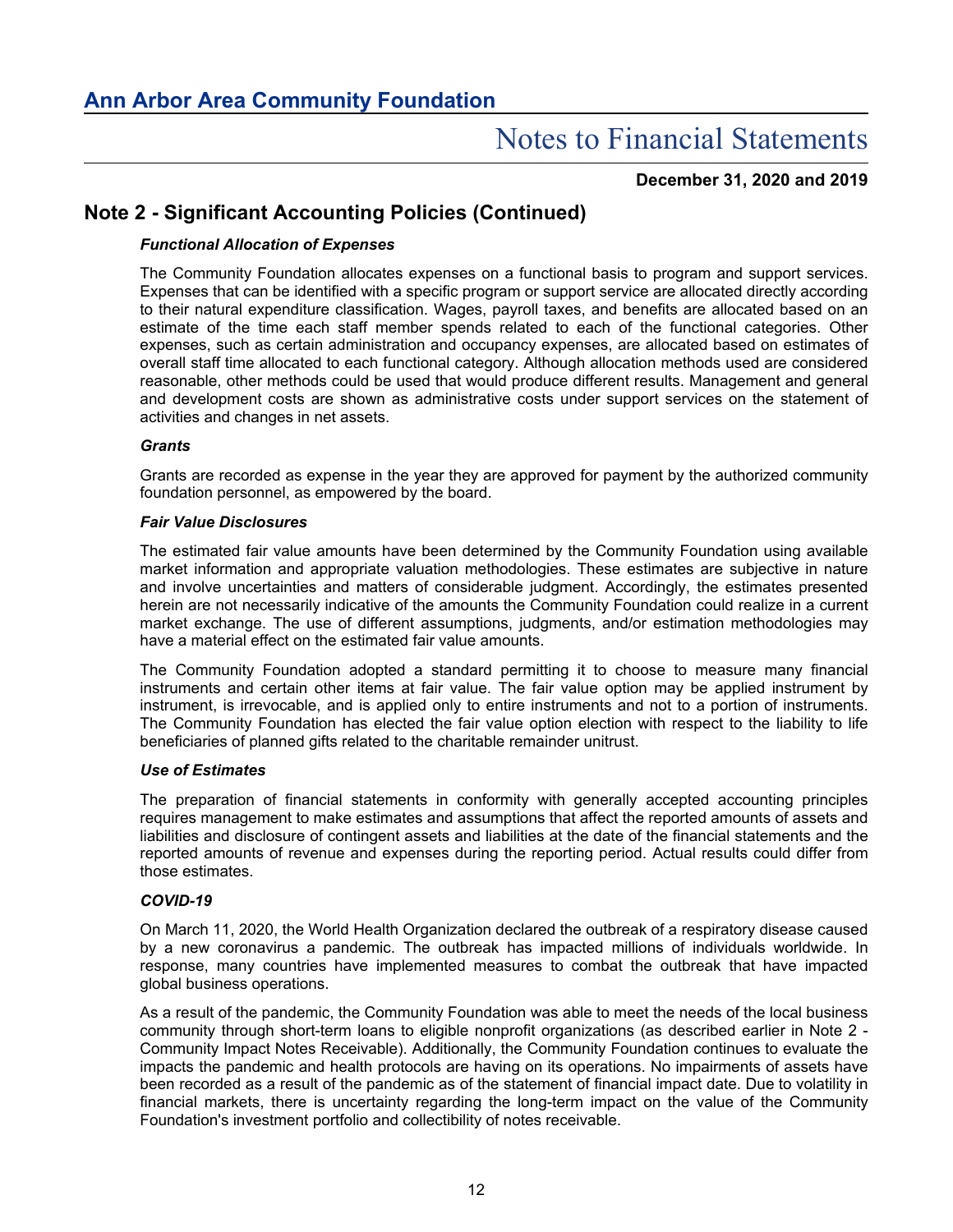## Note 2 - Significant Accounting Policies (Continued)

***Functional Allocation of Expenses***

The Community Foundation allocates expenses on a functional basis to program and support services. Expenses that can be identified with a specific program or support service are allocated directly according to their natural expenditure classification. Wages, payroll taxes, and benefits are allocated based on an estimate of the time each staff member spends related to each of the functional categories. Other expenses, such as certain administration and occupancy expenses, are allocated based on estimates of overall staff time allocated to each functional category. Although allocation methods used are considered reasonable, other methods could be used that would produce different results. Management and general and development costs are shown as administrative costs under support services on the statement of activities and changes in net assets.

***Grants***

Grants are recorded as expense in the year they are approved for payment by the authorized community foundation personnel, as empowered by the board.

***Fair Value Disclosures***

The estimated fair value amounts have been determined by the Community Foundation using available market information and appropriate valuation methodologies. These estimates are subjective in nature and involve uncertainties and matters of considerable judgment. Accordingly, the estimates presented herein are not necessarily indicative of the amounts the Community Foundation could realize in a current market exchange. The use of different assumptions, judgments, and/or estimation methodologies may have a material effect on the estimated fair value amounts.

The Community Foundation adopted a standard permitting it to choose to measure many financial instruments and certain other items at fair value. The fair value option may be applied instrument by instrument, is irrevocable, and is applied only to entire instruments and not to a portion of instruments. The Community Foundation has elected the fair value option election with respect to the liability to life beneficiaries of planned gifts related to the charitable remainder unitrust.

***Use of Estimates***

The preparation of financial statements in conformity with generally accepted accounting principles requires management to make estimates and assumptions that affect the reported amounts of assets and liabilities and disclosure of contingent assets and liabilities at the date of the financial statements and the reported amounts of revenue and expenses during the reporting period. Actual results could differ from those estimates.

***COVID-19***

On March 11, 2020, the World Health Organization declared the outbreak of a respiratory disease caused by a new coronavirus a pandemic. The outbreak has impacted millions of individuals worldwide. In response, many countries have implemented measures to combat the outbreak that have impacted global business operations.

As a result of the pandemic, the Community Foundation was able to meet the needs of the local business community through short-term loans to eligible nonprofit organizations (as described earlier in Note 2 - Community Impact Notes Receivable). Additionally, the Community Foundation continues to evaluate the impacts the pandemic and health protocols are having on its operations. No impairments of assets have been recorded as a result of the pandemic as of the statement of financial impact date. Due to volatility in financial markets, there is uncertainty regarding the long-term impact on the value of the Community Foundation's investment portfolio and collectibility of notes receivable.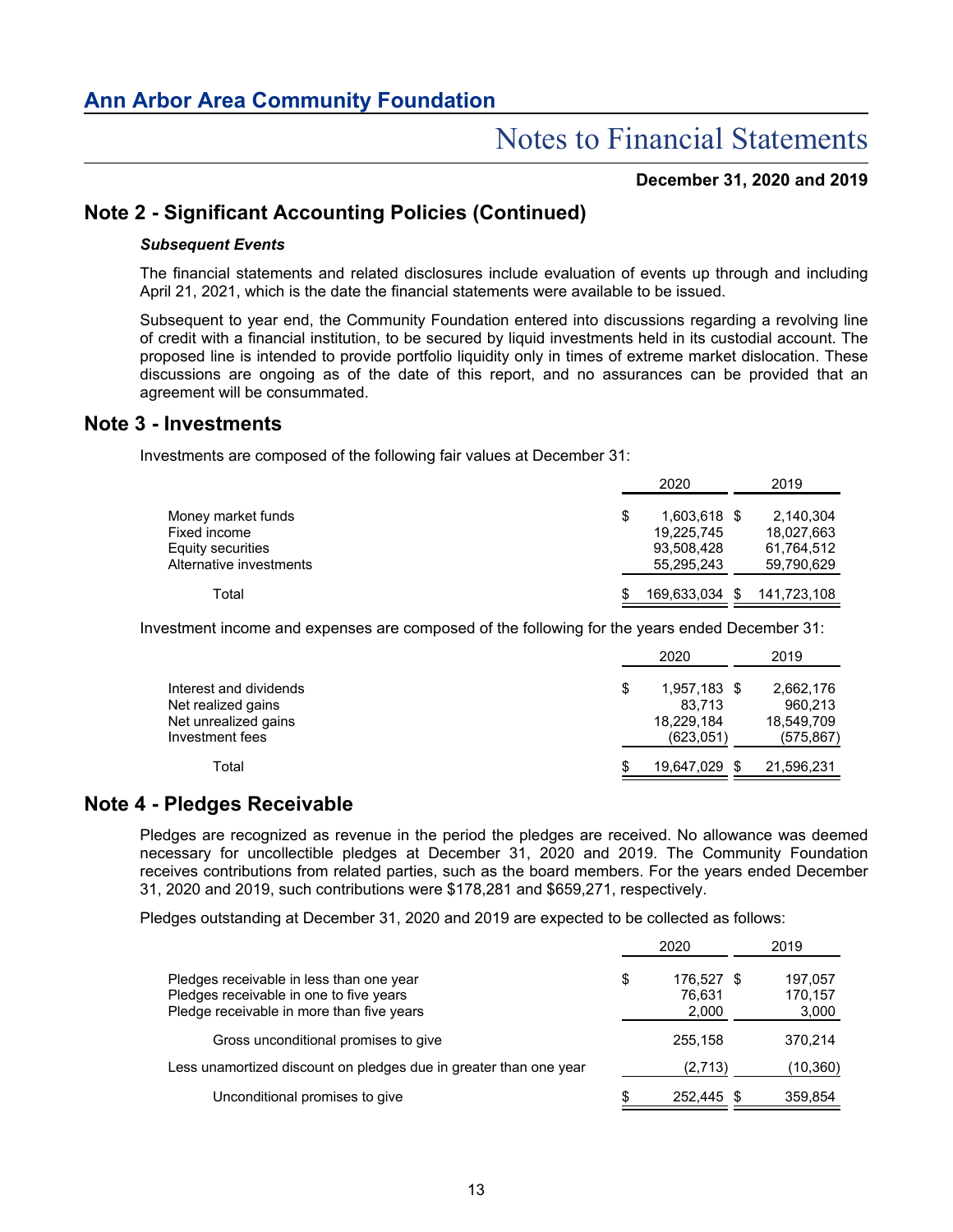## Note 2 - Significant Accounting Policies (Continued)

***Subsequent Events***

The financial statements and related disclosures include evaluation of events up through and including April 21, 2021, which is the date the financial statements were available to be issued.

Subsequent to year end, the Community Foundation entered into discussions regarding a revolving line of credit with a financial institution, to be secured by liquid investments held in its custodial account. The proposed line is intended to provide portfolio liquidity only in times of extreme market dislocation. These discussions are ongoing as of the date of this report, and no assurances can be provided that an agreement will be consummated.

## Note 3 - Investments

Investments are composed of the following fair values at December 31:

| | 2020 | 2019 |
|---|---|---|
| Money market funds | $ 1,603,618 | $ 2,140,304 |
| Fixed income | 19,225,745 | 18,027,663 |
| Equity securities | 93,508,428 | 61,764,512 |
| Alternative investments | 55,295,243 | 59,790,629 |
| Total | $ 169,633,034 | $ 141,723,108 |

Investment income and expenses are composed of the following for the years ended December 31:

| | 2020 | 2019 |
|---|---|---|
| Interest and dividends | $ 1,957,183 | $ 2,662,176 |
| Net realized gains | 83,713 | 960,213 |
| Net unrealized gains | 18,229,184 | 18,549,709 |
| Investment fees | (623,051) | (575,867) |
| Total | $ 19,647,029 | $ 21,596,231 |

## Note 4 - Pledges Receivable

Pledges are recognized as revenue in the period the pledges are received. No allowance was deemed necessary for uncollectible pledges at December 31, 2020 and 2019. The Community Foundation receives contributions from related parties, such as the board members. For the years ended December 31, 2020 and 2019, such contributions were $178,281 and $659,271, respectively.

Pledges outstanding at December 31, 2020 and 2019 are expected to be collected as follows:

| | 2020 | 2019 |
|---|---|---|
| Pledges receivable in less than one year | $ 176,527 | $ 197,057 |
| Pledges receivable in one to five years | 76,631 | 170,157 |
| Pledge receivable in more than five years | 2,000 | 3,000 |
| Gross unconditional promises to give | 255,158 | 370,214 |
| Less unamortized discount on pledges due in greater than one year | (2,713) | (10,360) |
| Unconditional promises to give | $ 252,445 | $ 359,854 |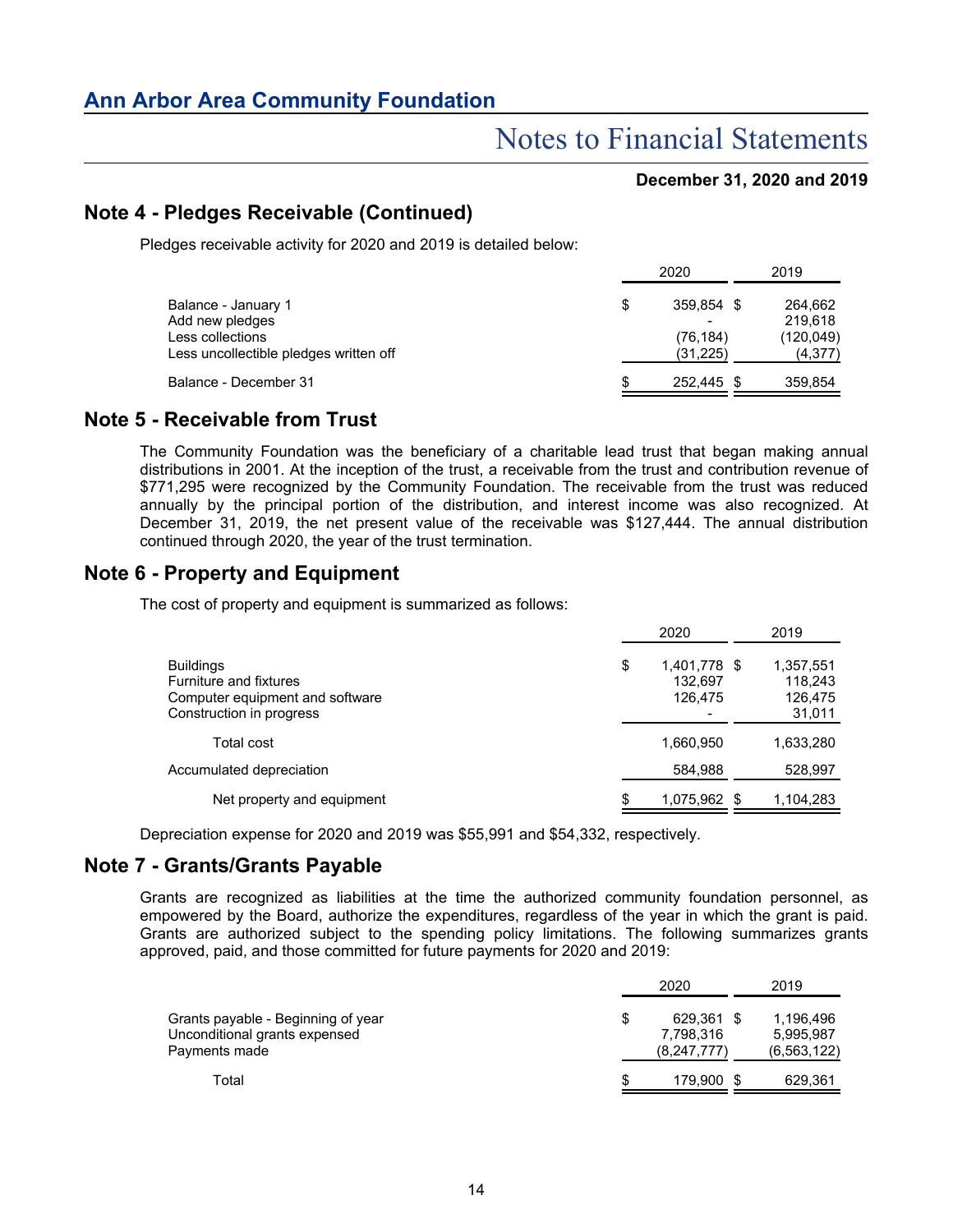## Note 4 - Pledges Receivable (Continued)

Pledges receivable activity for 2020 and 2019 is detailed below:

| | 2020 | 2019 |
|---|---|---|
| Balance - January 1 | $ 359,854 | $ 264,662 |
| Add new pledges | - | 219,618 |
| Less collections | (76,184) | (120,049) |
| Less uncollectible pledges written off | (31,225) | (4,377) |
| Balance - December 31 | $ 252,445 | $ 359,854 |

## Note 5 - Receivable from Trust

The Community Foundation was the beneficiary of a charitable lead trust that began making annual distributions in 2001. At the inception of the trust, a receivable from the trust and contribution revenue of $771,295 were recognized by the Community Foundation. The receivable from the trust was reduced annually by the principal portion of the distribution, and interest income was also recognized. At December 31, 2019, the net present value of the receivable was $127,444. The annual distribution continued through 2020, the year of the trust termination.

## Note 6 - Property and Equipment

The cost of property and equipment is summarized as follows:

| | 2020 | 2019 |
|---|---|---|
| Buildings | $ 1,401,778 | $ 1,357,551 |
| Furniture and fixtures | 132,697 | 118,243 |
| Computer equipment and software | 126,475 | 126,475 |
| Construction in progress | - | 31,011 |
| Total cost | 1,660,950 | 1,633,280 |
| Accumulated depreciation | 584,988 | 528,997 |
| Net property and equipment | $ 1,075,962 | $ 1,104,283 |

Depreciation expense for 2020 and 2019 was $55,991 and $54,332, respectively.

## Note 7 - Grants/Grants Payable

Grants are recognized as liabilities at the time the authorized community foundation personnel, as empowered by the Board, authorize the expenditures, regardless of the year in which the grant is paid. Grants are authorized subject to the spending policy limitations. The following summarizes grants approved, paid, and those committed for future payments for 2020 and 2019:

| | 2020 | 2019 |
|---|---|---|
| Grants payable - Beginning of year | $ 629,361 | $ 1,196,496 |
| Unconditional grants expensed | 7,798,316 | 5,995,987 |
| Payments made | (8,247,777) | (6,563,122) |
| Total | $ 179,900 | $ 629,361 |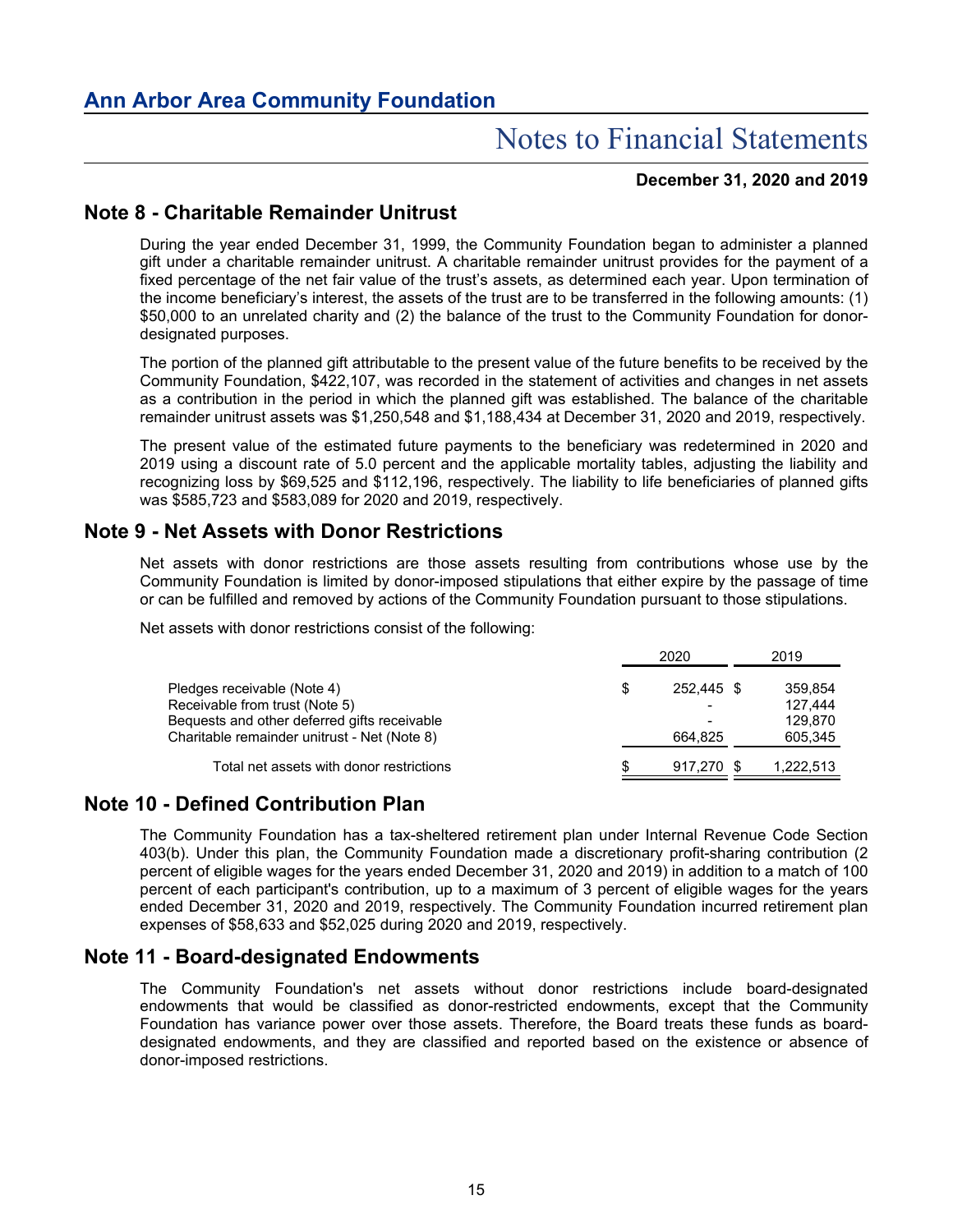## Note 8 - Charitable Remainder Unitrust

During the year ended December 31, 1999, the Community Foundation began to administer a planned gift under a charitable remainder unitrust. A charitable remainder unitrust provides for the payment of a fixed percentage of the net fair value of the trust's assets, as determined each year. Upon termination of the income beneficiary's interest, the assets of the trust are to be transferred in the following amounts: (1) $50,000 to an unrelated charity and (2) the balance of the trust to the Community Foundation for donor-designated purposes.

The portion of the planned gift attributable to the present value of the future benefits to be received by the Community Foundation, $422,107, was recorded in the statement of activities and changes in net assets as a contribution in the period in which the planned gift was established. The balance of the charitable remainder unitrust assets was $1,250,548 and $1,188,434 at December 31, 2020 and 2019, respectively.

The present value of the estimated future payments to the beneficiary was redetermined in 2020 and 2019 using a discount rate of 5.0 percent and the applicable mortality tables, adjusting the liability and recognizing loss by $69,525 and $112,196, respectively. The liability to life beneficiaries of planned gifts was $585,723 and $583,089 for 2020 and 2019, respectively.

## Note 9 - Net Assets with Donor Restrictions

Net assets with donor restrictions are those assets resulting from contributions whose use by the Community Foundation is limited by donor-imposed stipulations that either expire by the passage of time or can be fulfilled and removed by actions of the Community Foundation pursuant to those stipulations.

Net assets with donor restrictions consist of the following:

| | 2020 | 2019 |
|---|---|---|
| Pledges receivable (Note 4) | $ 252,445 | $ 359,854 |
| Receivable from trust (Note 5) | - | 127,444 |
| Bequests and other deferred gifts receivable | - | 129,870 |
| Charitable remainder unitrust - Net (Note 8) | 664,825 | 605,345 |
| Total net assets with donor restrictions | $ 917,270 | $ 1,222,513 |

## Note 10 - Defined Contribution Plan

The Community Foundation has a tax-sheltered retirement plan under Internal Revenue Code Section 403(b). Under this plan, the Community Foundation made a discretionary profit-sharing contribution (2 percent of eligible wages for the years ended December 31, 2020 and 2019) in addition to a match of 100 percent of each participant's contribution, up to a maximum of 3 percent of eligible wages for the years ended December 31, 2020 and 2019, respectively. The Community Foundation incurred retirement plan expenses of $58,633 and $52,025 during 2020 and 2019, respectively.

## Note 11 - Board-designated Endowments

The Community Foundation's net assets without donor restrictions include board-designated endowments that would be classified as donor-restricted endowments, except that the Community Foundation has variance power over those assets. Therefore, the Board treats these funds as board-designated endowments, and they are classified and reported based on the existence or absence of donor-imposed restrictions.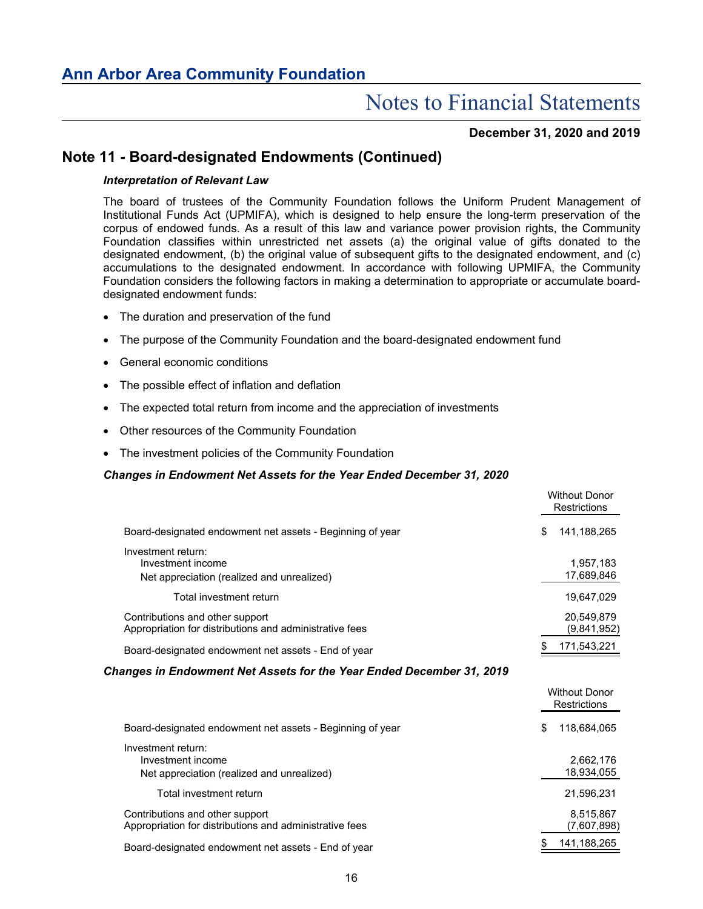## Note 11 - Board-designated Endowments (Continued)

***Interpretation of Relevant Law***

The board of trustees of the Community Foundation follows the Uniform Prudent Management of Institutional Funds Act (UPMIFA), which is designed to help ensure the long-term preservation of the corpus of endowed funds. As a result of this law and variance power provision rights, the Community Foundation classifies within unrestricted net assets (a) the original value of gifts donated to the designated endowment, (b) the original value of subsequent gifts to the designated endowment, and (c) accumulations to the designated endowment. In accordance with following UPMIFA, the Community Foundation considers the following factors in making a determination to appropriate or accumulate board-designated endowment funds:

- The duration and preservation of the fund
- The purpose of the Community Foundation and the board-designated endowment fund
- General economic conditions
- The possible effect of inflation and deflation
- The expected total return from income and the appreciation of investments
- Other resources of the Community Foundation
- The investment policies of the Community Foundation

***Changes in Endowment Net Assets for the Year Ended December 31, 2020***

| | Without Donor Restrictions |
|---|---|
| Board-designated endowment net assets - Beginning of year | $ 141,188,265 |
| Investment return: | |
| Investment income | 1,957,183 |
| Net appreciation (realized and unrealized) | 17,689,846 |
| Total investment return | 19,647,029 |
| Contributions and other support | 20,549,879 |
| Appropriation for distributions and administrative fees | (9,841,952) |
| Board-designated endowment net assets - End of year | $ 171,543,221 |

***Changes in Endowment Net Assets for the Year Ended December 31, 2019***

| | Without Donor Restrictions |
|---|---|
| Board-designated endowment net assets - Beginning of year | $ 118,684,065 |
| Investment return: | |
| Investment income | 2,662,176 |
| Net appreciation (realized and unrealized) | 18,934,055 |
| Total investment return | 21,596,231 |
| Contributions and other support | 8,515,867 |
| Appropriation for distributions and administrative fees | (7,607,898) |
| Board-designated endowment net assets - End of year | $ 141,188,265 |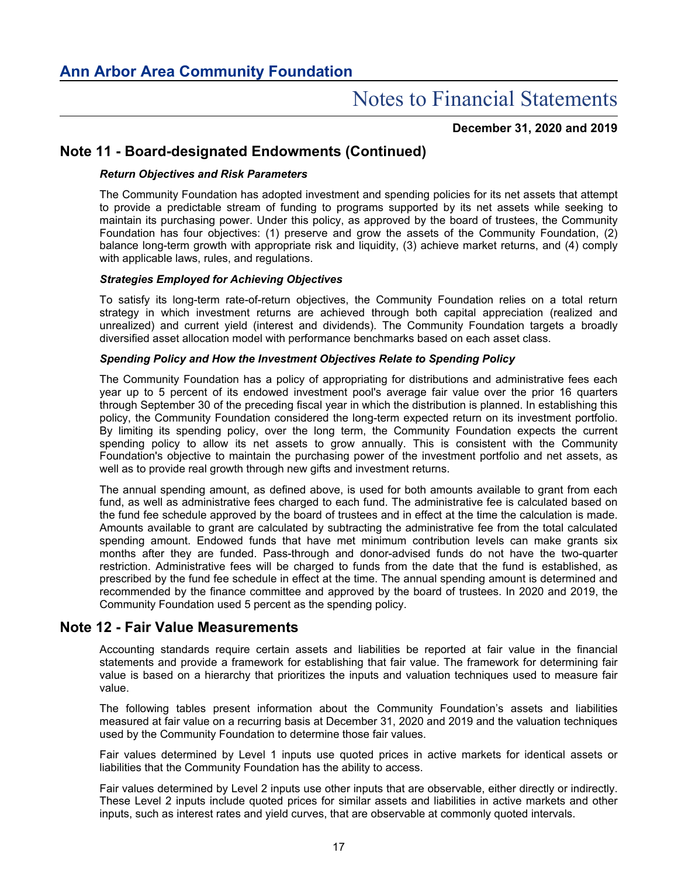## Note 11 - Board-designated Endowments (Continued)

***Return Objectives and Risk Parameters***

The Community Foundation has adopted investment and spending policies for its net assets that attempt to provide a predictable stream of funding to programs supported by its net assets while seeking to maintain its purchasing power. Under this policy, as approved by the board of trustees, the Community Foundation has four objectives: (1) preserve and grow the assets of the Community Foundation, (2) balance long-term growth with appropriate risk and liquidity, (3) achieve market returns, and (4) comply with applicable laws, rules, and regulations.

***Strategies Employed for Achieving Objectives***

To satisfy its long-term rate-of-return objectives, the Community Foundation relies on a total return strategy in which investment returns are achieved through both capital appreciation (realized and unrealized) and current yield (interest and dividends). The Community Foundation targets a broadly diversified asset allocation model with performance benchmarks based on each asset class.

***Spending Policy and How the Investment Objectives Relate to Spending Policy***

The Community Foundation has a policy of appropriating for distributions and administrative fees each year up to 5 percent of its endowed investment pool's average fair value over the prior 16 quarters through September 30 of the preceding fiscal year in which the distribution is planned. In establishing this policy, the Community Foundation considered the long-term expected return on its investment portfolio. By limiting its spending policy, over the long term, the Community Foundation expects the current spending policy to allow its net assets to grow annually. This is consistent with the Community Foundation's objective to maintain the purchasing power of the investment portfolio and net assets, as well as to provide real growth through new gifts and investment returns.

The annual spending amount, as defined above, is used for both amounts available to grant from each fund, as well as administrative fees charged to each fund. The administrative fee is calculated based on the fund fee schedule approved by the board of trustees and in effect at the time the calculation is made. Amounts available to grant are calculated by subtracting the administrative fee from the total calculated spending amount. Endowed funds that have met minimum contribution levels can make grants six months after they are funded. Pass-through and donor-advised funds do not have the two-quarter restriction. Administrative fees will be charged to funds from the date that the fund is established, as prescribed by the fund fee schedule in effect at the time. The annual spending amount is determined and recommended by the finance committee and approved by the board of trustees. In 2020 and 2019, the Community Foundation used 5 percent as the spending policy.

## Note 12 - Fair Value Measurements

Accounting standards require certain assets and liabilities be reported at fair value in the financial statements and provide a framework for establishing that fair value. The framework for determining fair value is based on a hierarchy that prioritizes the inputs and valuation techniques used to measure fair value.

The following tables present information about the Community Foundation's assets and liabilities measured at fair value on a recurring basis at December 31, 2020 and 2019 and the valuation techniques used by the Community Foundation to determine those fair values.

Fair values determined by Level 1 inputs use quoted prices in active markets for identical assets or liabilities that the Community Foundation has the ability to access.

Fair values determined by Level 2 inputs use other inputs that are observable, either directly or indirectly. These Level 2 inputs include quoted prices for similar assets and liabilities in active markets and other inputs, such as interest rates and yield curves, that are observable at commonly quoted intervals.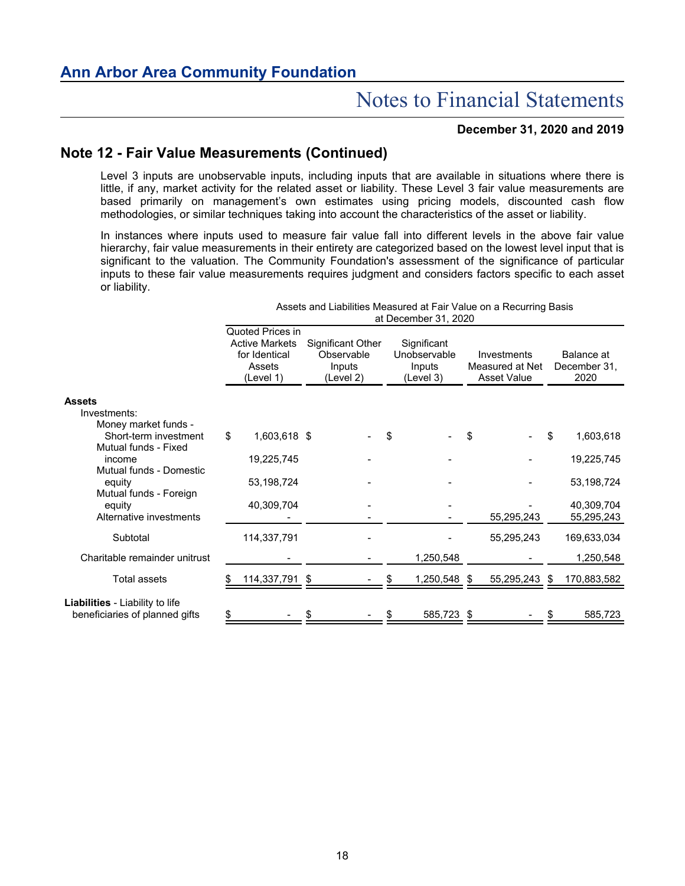## Note 12 - Fair Value Measurements (Continued)

Level 3 inputs are unobservable inputs, including inputs that are available in situations where there is little, if any, market activity for the related asset or liability. These Level 3 fair value measurements are based primarily on management's own estimates using pricing models, discounted cash flow methodologies, or similar techniques taking into account the characteristics of the asset or liability.

In instances where inputs used to measure fair value fall into different levels in the above fair value hierarchy, fair value measurements in their entirety are categorized based on the lowest level input that is significant to the valuation. The Community Foundation's assessment of the significance of particular inputs to these fair value measurements requires judgment and considers factors specific to each asset or liability.

| | Assets and Liabilities Measured at Fair Value on a Recurring Basis at December 31, 2020 | | | | |
|---|---|---|---|---|---|
| | Quoted Prices in Active Markets for Identical Assets (Level 1) | Significant Other Observable Inputs (Level 2) | Significant Unobservable Inputs (Level 3) | Investments Measured at Net Asset Value | Balance at December 31, 2020 |
| **Assets** | | | | | |
| Investments: | | | | | |
| Money market funds - Short-term investment | $ 1,603,618 | $ - | $ - | $ - | $ 1,603,618 |
| Mutual funds - Fixed income | 19,225,745 | - | - | - | 19,225,745 |
| Mutual funds - Domestic equity | 53,198,724 | - | - | - | 53,198,724 |
| Mutual funds - Foreign equity | 40,309,704 | - | - | - | 40,309,704 |
| Alternative investments | - | - | - | 55,295,243 | 55,295,243 |
| Subtotal | 114,337,791 | - | - | 55,295,243 | 169,633,034 |
| Charitable remainder unitrust | - | - | 1,250,548 | - | 1,250,548 |
| Total assets | $ 114,337,791 | $ - | $ 1,250,548 | $ 55,295,243 | $ 170,883,582 |
| **Liabilities** - Liability to life beneficiaries of planned gifts | $ - | $ - | $ 585,723 | $ - | $ 585,723 |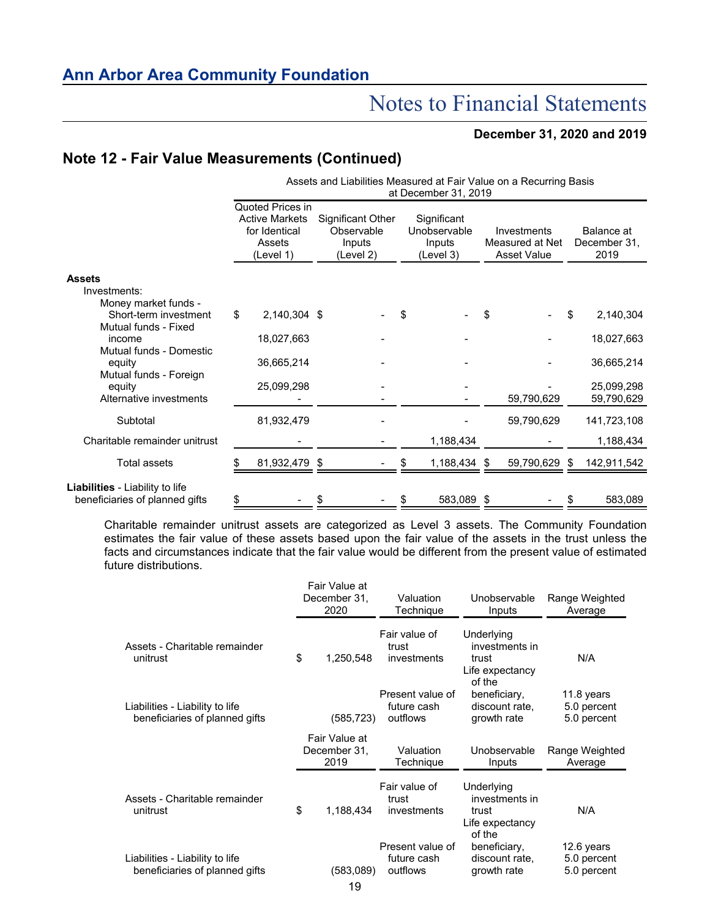## Note 12 - Fair Value Measurements (Continued)

| | Assets and Liabilities Measured at Fair Value on a Recurring Basis at December 31, 2019 | | | | |
|---|---|---|---|---|---|
| | Quoted Prices in Active Markets for Identical Assets (Level 1) | Significant Other Observable Inputs (Level 2) | Significant Unobservable Inputs (Level 3) | Investments Measured at Net Asset Value | Balance at December 31, 2019 |
| **Assets** | | | | | |
| Investments: | | | | | |
| Money market funds - Short-term investment | $ 2,140,304 | $ - | $ - | $ - | $ 2,140,304 |
| Mutual funds - Fixed income | 18,027,663 | - | - | - | 18,027,663 |
| Mutual funds - Domestic equity | 36,665,214 | - | - | - | 36,665,214 |
| Mutual funds - Foreign equity | 25,099,298 | - | - | - | 25,099,298 |
| Alternative investments | - | - | - | 59,790,629 | 59,790,629 |
| Subtotal | 81,932,479 | - | - | 59,790,629 | 141,723,108 |
| Charitable remainder unitrust | - | - | 1,188,434 | - | 1,188,434 |
| Total assets | $ 81,932,479 | $ - | $ 1,188,434 | $ 59,790,629 | $ 142,911,542 |
| **Liabilities** - Liability to life beneficiaries of planned gifts | $ - | $ - | $ 583,089 | $ - | $ 583,089 |

Charitable remainder unitrust assets are categorized as Level 3 assets. The Community Foundation estimates the fair value of these assets based upon the fair value of the assets in the trust unless the facts and circumstances indicate that the fair value would be different from the present value of estimated future distributions.

| | Fair Value at December 31, 2020 | Valuation Technique | Unobservable Inputs | Range Weighted Average |
|---|---|---|---|---|
| Assets - Charitable remainder unitrust | $ 1,250,548 | Fair value of trust investments | Underlying investments in trust | N/A |
| Liabilities - Liability to life beneficiaries of planned gifts | (585,723) | Present value of future cash outflows | Life expectancy of the beneficiary, discount rate, growth rate | 11.8 years<br>5.0 percent<br>5.0 percent |

| | Fair Value at December 31, 2019 | Valuation Technique | Unobservable Inputs | Range Weighted Average |
|---|---|---|---|---|
| Assets - Charitable remainder unitrust | $ 1,188,434 | Fair value of trust investments | Underlying investments in trust | N/A |
| Liabilities - Liability to life beneficiaries of planned gifts | (583,089) | Present value of future cash outflows | Life expectancy of the beneficiary, discount rate, growth rate | 12.6 years<br>5.0 percent<br>5.0 percent |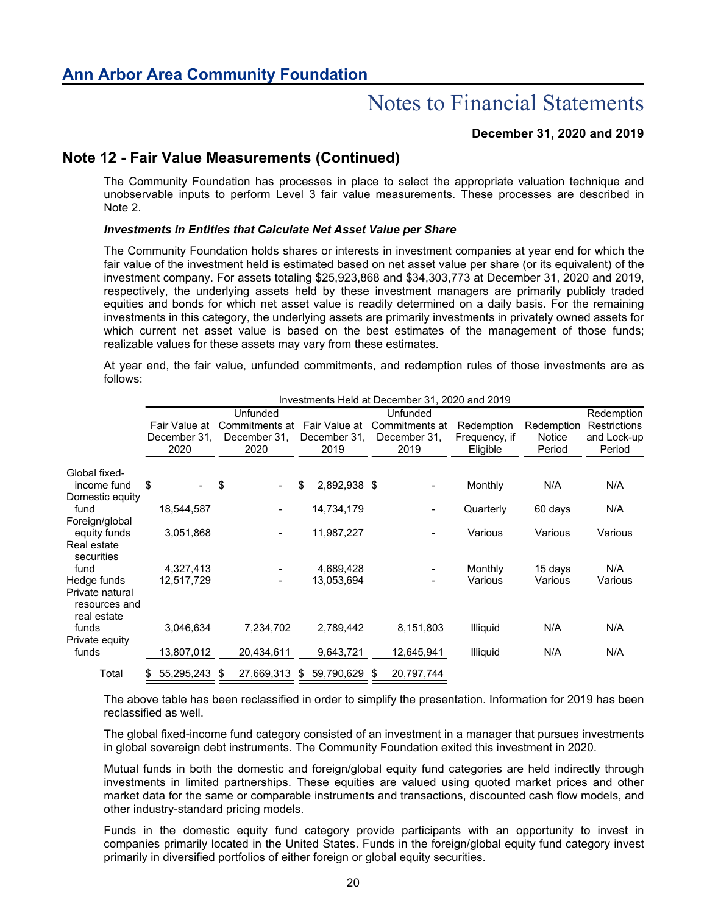## Note 12 - Fair Value Measurements (Continued)

The Community Foundation has processes in place to select the appropriate valuation technique and unobservable inputs to perform Level 3 fair value measurements. These processes are described in Note 2.

***Investments in Entities that Calculate Net Asset Value per Share***

The Community Foundation holds shares or interests in investment companies at year end for which the fair value of the investment held is estimated based on net asset value per share (or its equivalent) of the investment company. For assets totaling $25,923,868 and $34,303,773 at December 31, 2020 and 2019, respectively, the underlying assets held by these investment managers are primarily publicly traded equities and bonds for which net asset value is readily determined on a daily basis. For the remaining investments in this category, the underlying assets are primarily investments in privately owned assets for which current net asset value is based on the best estimates of the management of those funds; realizable values for these assets may vary from these estimates.

At year end, the fair value, unfunded commitments, and redemption rules of those investments are as follows:

| | Investments Held at December 31, 2020 and 2019 | | | | | | |
|---|---|---|---|---|---|---|---|
| | Fair Value at December 31, 2020 | Unfunded Commitments at December 31, 2020 | Fair Value at December 31, 2019 | Unfunded Commitments at December 31, 2019 | Redemption Frequency, if Eligible | Redemption Notice Period | Redemption Restrictions and Lock-up Period |
| Global fixed-income fund | $ - | $ - | $ 2,892,938 | $ - | Monthly | N/A | N/A |
| Domestic equity fund | 18,544,587 | - | 14,734,179 | - | Quarterly | 60 days | N/A |
| Foreign/global equity funds | 3,051,868 | - | 11,987,227 | - | Various | Various | Various |
| Real estate securities fund | 4,327,413 | - | 4,689,428 | - | Monthly | 15 days | N/A |
| Hedge funds | 12,517,729 | - | 13,053,694 | - | Various | Various | Various |
| Private natural resources and real estate funds | 3,046,634 | 7,234,702 | 2,789,442 | 8,151,803 | Illiquid | N/A | N/A |
| Private equity funds | 13,807,012 | 20,434,611 | 9,643,721 | 12,645,941 | Illiquid | N/A | N/A |
| Total | $ 55,295,243 | $ 27,669,313 | $ 59,790,629 | $ 20,797,744 | | | |

The above table has been reclassified in order to simplify the presentation. Information for 2019 has been reclassified as well.

The global fixed-income fund category consisted of an investment in a manager that pursues investments in global sovereign debt instruments. The Community Foundation exited this investment in 2020.

Mutual funds in both the domestic and foreign/global equity fund categories are held indirectly through investments in limited partnerships. These equities are valued using quoted market prices and other market data for the same or comparable instruments and transactions, discounted cash flow models, and other industry-standard pricing models.

Funds in the domestic equity fund category provide participants with an opportunity to invest in companies primarily located in the United States. Funds in the foreign/global equity fund category invest primarily in diversified portfolios of either foreign or global equity securities.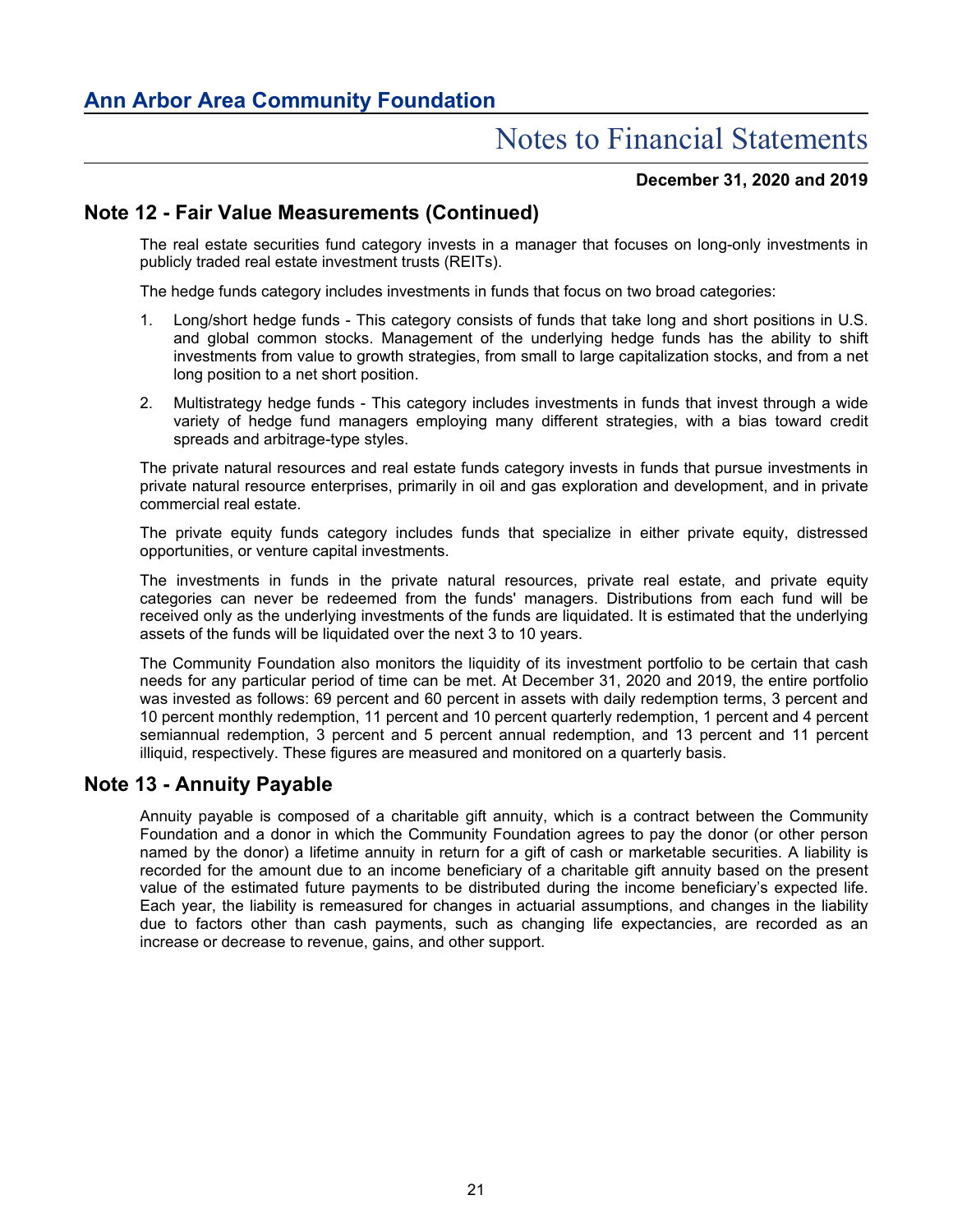## Note 12 - Fair Value Measurements (Continued)

The real estate securities fund category invests in a manager that focuses on long-only investments in publicly traded real estate investment trusts (REITs).

The hedge funds category includes investments in funds that focus on two broad categories:

1. Long/short hedge funds - This category consists of funds that take long and short positions in U.S. and global common stocks. Management of the underlying hedge funds has the ability to shift investments from value to growth strategies, from small to large capitalization stocks, and from a net long position to a net short position.

2. Multistrategy hedge funds - This category includes investments in funds that invest through a wide variety of hedge fund managers employing many different strategies, with a bias toward credit spreads and arbitrage-type styles.

The private natural resources and real estate funds category invests in funds that pursue investments in private natural resource enterprises, primarily in oil and gas exploration and development, and in private commercial real estate.

The private equity funds category includes funds that specialize in either private equity, distressed opportunities, or venture capital investments.

The investments in funds in the private natural resources, private real estate, and private equity categories can never be redeemed from the funds' managers. Distributions from each fund will be received only as the underlying investments of the funds are liquidated. It is estimated that the underlying assets of the funds will be liquidated over the next 3 to 10 years.

The Community Foundation also monitors the liquidity of its investment portfolio to be certain that cash needs for any particular period of time can be met. At December 31, 2020 and 2019, the entire portfolio was invested as follows: 69 percent and 60 percent in assets with daily redemption terms, 3 percent and 10 percent monthly redemption, 11 percent and 10 percent quarterly redemption, 1 percent and 4 percent semiannual redemption, 3 percent and 5 percent annual redemption, and 13 percent and 11 percent illiquid, respectively. These figures are measured and monitored on a quarterly basis.

## Note 13 - Annuity Payable

Annuity payable is composed of a charitable gift annuity, which is a contract between the Community Foundation and a donor in which the Community Foundation agrees to pay the donor (or other person named by the donor) a lifetime annuity in return for a gift of cash or marketable securities. A liability is recorded for the amount due to an income beneficiary of a charitable gift annuity based on the present value of the estimated future payments to be distributed during the income beneficiary's expected life. Each year, the liability is remeasured for changes in actuarial assumptions, and changes in the liability due to factors other than cash payments, such as changing life expectancies, are recorded as an increase or decrease to revenue, gains, and other support.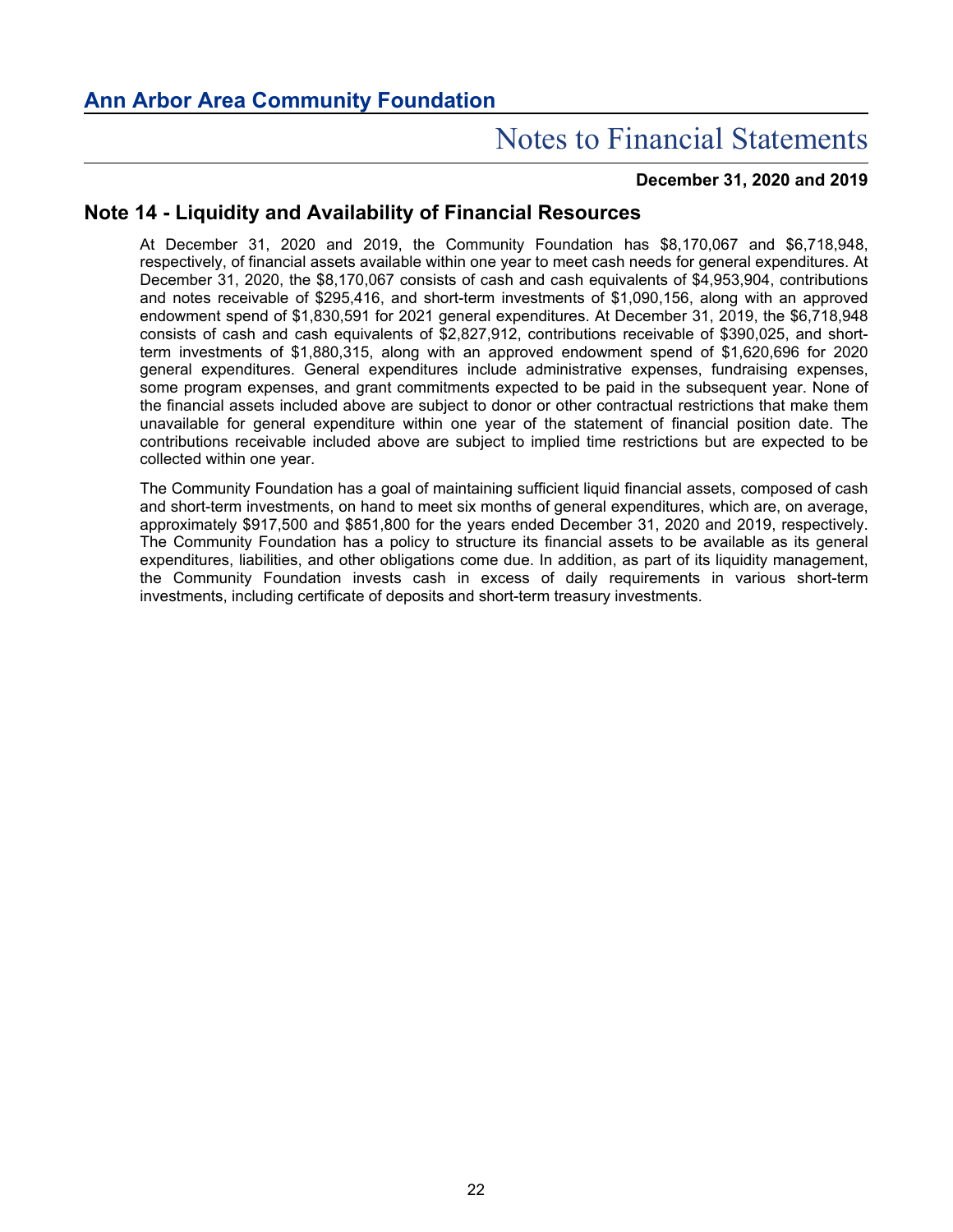## Note 14 - Liquidity and Availability of Financial Resources

At December 31, 2020 and 2019, the Community Foundation has $8,170,067 and $6,718,948, respectively, of financial assets available within one year to meet cash needs for general expenditures. At December 31, 2020, the $8,170,067 consists of cash and cash equivalents of $4,953,904, contributions and notes receivable of $295,416, and short-term investments of $1,090,156, along with an approved endowment spend of $1,830,591 for 2021 general expenditures. At December 31, 2019, the $6,718,948 consists of cash and cash equivalents of $2,827,912, contributions receivable of $390,025, and short-term investments of $1,880,315, along with an approved endowment spend of $1,620,696 for 2020 general expenditures. General expenditures include administrative expenses, fundraising expenses, some program expenses, and grant commitments expected to be paid in the subsequent year. None of the financial assets included above are subject to donor or other contractual restrictions that make them unavailable for general expenditure within one year of the statement of financial position date. The contributions receivable included above are subject to implied time restrictions but are expected to be collected within one year.

The Community Foundation has a goal of maintaining sufficient liquid financial assets, composed of cash and short-term investments, on hand to meet six months of general expenditures, which are, on average, approximately $917,500 and $851,800 for the years ended December 31, 2020 and 2019, respectively. The Community Foundation has a policy to structure its financial assets to be available as its general expenditures, liabilities, and other obligations come due. In addition, as part of its liquidity management, the Community Foundation invests cash in excess of daily requirements in various short-term investments, including certificate of deposits and short-term treasury investments.